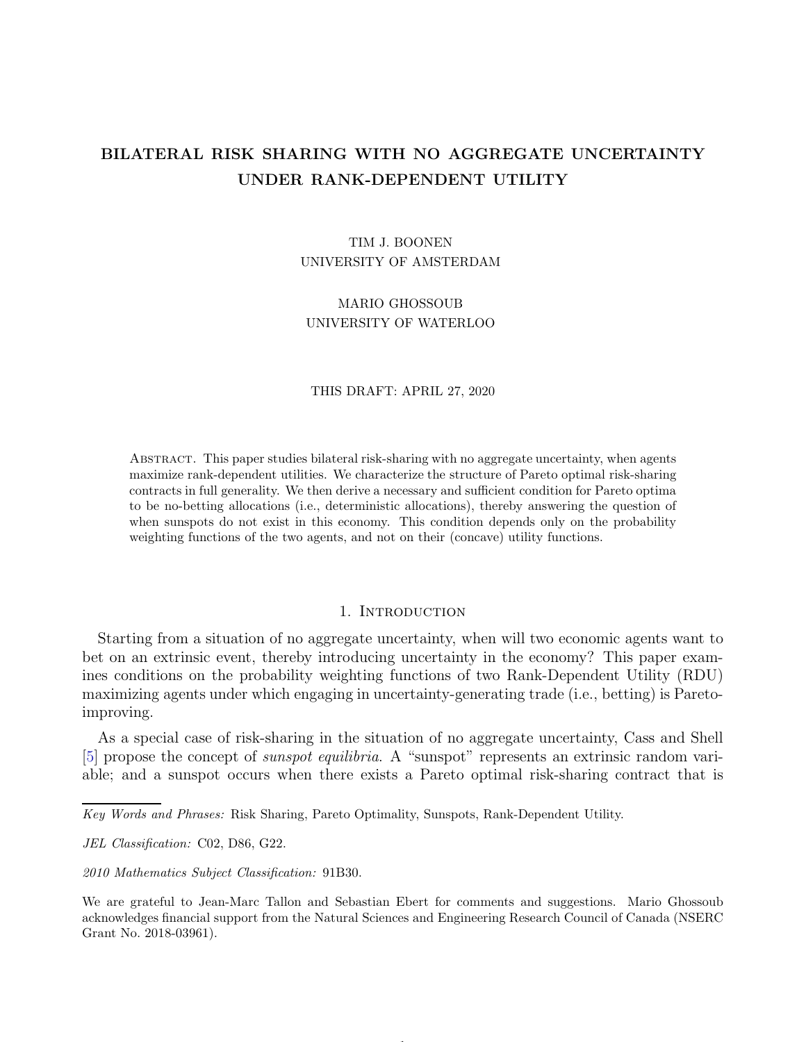# BILATERAL RISK SHARING WITH NO AGGREGATE UNCERTAINTY UNDER RANK-DEPENDENT UTILITY

TIM J. BOONEN
UNIVERSITY OF AMSTERDAM

MARIO GHOSSOUB
UNIVERSITY OF WATERLOO

THIS DRAFT: APRIL 27, 2020

Abstract. This paper studies bilateral risk-sharing with no aggregate uncertainty, when agents maximize rank-dependent utilities. We characterize the structure of Pareto optimal risk-sharing contracts in full generality. We then derive a necessary and sufficient condition for Pareto optima to be no-betting allocations (i.e., deterministic allocations), thereby answering the question of when sunspots do not exist in this economy. This condition depends only on the probability weighting functions of the two agents, and not on their (concave) utility functions.

## 1. Introduction

Starting from a situation of no aggregate uncertainty, when will two economic agents want to bet on an extrinsic event, thereby introducing uncertainty in the economy? This paper examines conditions on the probability weighting functions of two Rank-Dependent Utility (RDU) maximizing agents under which engaging in uncertainty-generating trade (i.e., betting) is Pareto-improving.

As a special case of risk-sharing in the situation of no aggregate uncertainty, Cass and Shell [5] propose the concept of *sunspot equilibria*. A "sunspot" represents an extrinsic random variable; and a sunspot occurs when there exists a Pareto optimal risk-sharing contract that is

*Key Words and Phrases:* Risk Sharing, Pareto Optimality, Sunspots, Rank-Dependent Utility.

*JEL Classification:* C02, D86, G22.

*2010 Mathematics Subject Classification:* 91B30.

We are grateful to Jean-Marc Tallon and Sebastian Ebert for comments and suggestions. Mario Ghossoub acknowledges financial support from the Natural Sciences and Engineering Research Council of Canada (NSERC Grant No. 2018-03961).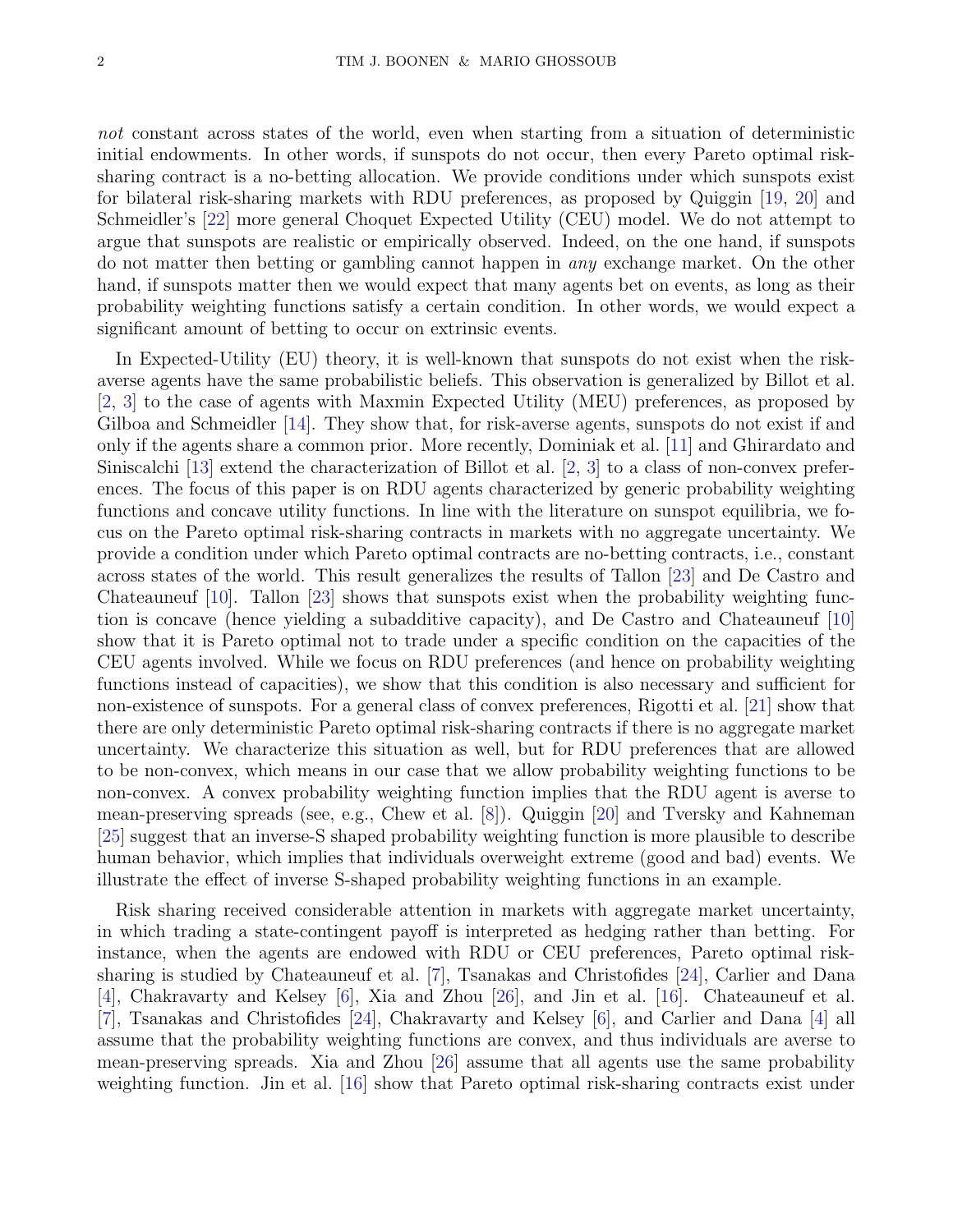*not* constant across states of the world, even when starting from a situation of deterministic initial endowments. In other words, if sunspots do not occur, then every Pareto optimal risk-sharing contract is a no-betting allocation. We provide conditions under which sunspots exist for bilateral risk-sharing markets with RDU preferences, as proposed by Quiggin [19, 20] and Schmeidler's [22] more general Choquet Expected Utility (CEU) model. We do not attempt to argue that sunspots are realistic or empirically observed. Indeed, on the one hand, if sunspots do not matter then betting or gambling cannot happen in *any* exchange market. On the other hand, if sunspots matter then we would expect that many agents bet on events, as long as their probability weighting functions satisfy a certain condition. In other words, we would expect a significant amount of betting to occur on extrinsic events.

In Expected-Utility (EU) theory, it is well-known that sunspots do not exist when the risk-averse agents have the same probabilistic beliefs. This observation is generalized by Billot et al. [2, 3] to the case of agents with Maxmin Expected Utility (MEU) preferences, as proposed by Gilboa and Schmeidler [14]. They show that, for risk-averse agents, sunspots do not exist if and only if the agents share a common prior. More recently, Dominiak et al. [11] and Ghirardato and Siniscalchi [13] extend the characterization of Billot et al. [2, 3] to a class of non-convex preferences. The focus of this paper is on RDU agents characterized by generic probability weighting functions and concave utility functions. In line with the literature on sunspot equilibria, we focus on the Pareto optimal risk-sharing contracts in markets with no aggregate uncertainty. We provide a condition under which Pareto optimal contracts are no-betting contracts, i.e., constant across states of the world. This result generalizes the results of Tallon [23] and De Castro and Chateauneuf [10]. Tallon [23] shows that sunspots exist when the probability weighting function is concave (hence yielding a subadditive capacity), and De Castro and Chateauneuf [10] show that it is Pareto optimal not to trade under a specific condition on the capacities of the CEU agents involved. While we focus on RDU preferences (and hence on probability weighting functions instead of capacities), we show that this condition is also necessary and sufficient for non-existence of sunspots. For a general class of convex preferences, Rigotti et al. [21] show that there are only deterministic Pareto optimal risk-sharing contracts if there is no aggregate market uncertainty. We characterize this situation as well, but for RDU preferences that are allowed to be non-convex, which means in our case that we allow probability weighting functions to be non-convex. A convex probability weighting function implies that the RDU agent is averse to mean-preserving spreads (see, e.g., Chew et al. [8]). Quiggin [20] and Tversky and Kahneman [25] suggest that an inverse-S shaped probability weighting function is more plausible to describe human behavior, which implies that individuals overweight extreme (good and bad) events. We illustrate the effect of inverse S-shaped probability weighting functions in an example.

Risk sharing received considerable attention in markets with aggregate market uncertainty, in which trading a state-contingent payoff is interpreted as hedging rather than betting. For instance, when the agents are endowed with RDU or CEU preferences, Pareto optimal risk-sharing is studied by Chateauneuf et al. [7], Tsanakas and Christofides [24], Carlier and Dana [4], Chakravarty and Kelsey [6], Xia and Zhou [26], and Jin et al. [16]. Chateauneuf et al. [7], Tsanakas and Christofides [24], Chakravarty and Kelsey [6], and Carlier and Dana [4] all assume that the probability weighting functions are convex, and thus individuals are averse to mean-preserving spreads. Xia and Zhou [26] assume that all agents use the same probability weighting function. Jin et al. [16] show that Pareto optimal risk-sharing contracts exist under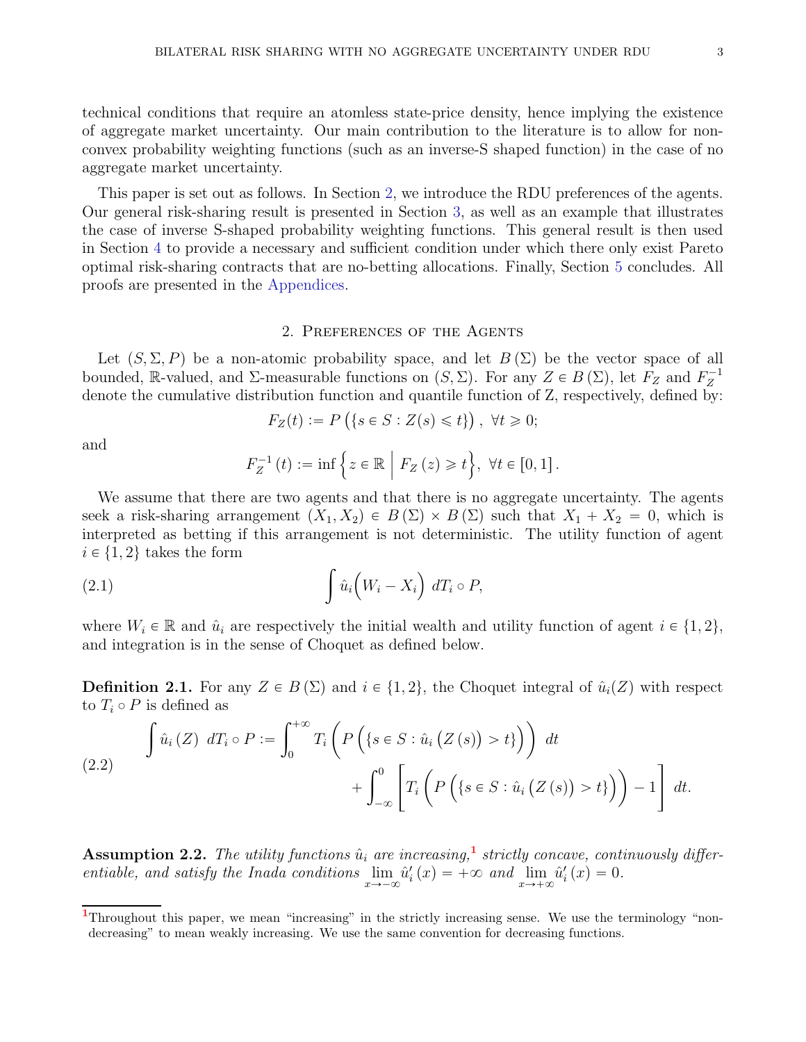technical conditions that require an atomless state-price density, hence implying the existence of aggregate market uncertainty. Our main contribution to the literature is to allow for non-convex probability weighting functions (such as an inverse-S shaped function) in the case of no aggregate market uncertainty.

This paper is set out as follows. In Section 2, we introduce the RDU preferences of the agents. Our general risk-sharing result is presented in Section 3, as well as an example that illustrates the case of inverse S-shaped probability weighting functions. This general result is then used in Section 4 to provide a necessary and sufficient condition under which there only exist Pareto optimal risk-sharing contracts that are no-betting allocations. Finally, Section 5 concludes. All proofs are presented in the Appendices.

## 2. Preferences of the Agents

Let $(S, \Sigma, P)$ be a non-atomic probability space, and let $B(\Sigma)$ be the vector space of all bounded, $\mathbb{R}$-valued, and $\Sigma$-measurable functions on $(S, \Sigma)$. For any $Z \in B(\Sigma)$, let $F_Z$ and $F_Z^{-1}$ denote the cumulative distribution function and quantile function of Z, respectively, defined by:

$$F_Z(t) := P\left(\{s \in S : Z(s) \leqslant t\}\right), \ \forall t \geqslant 0;$$

and

$$F_Z^{-1}(t) := \inf\left\{z \in \mathbb{R} \,\Big|\, F_Z(z) \geqslant t\right\}, \ \forall t \in [0, 1].$$

We assume that there are two agents and that there is no aggregate uncertainty. The agents seek a risk-sharing arrangement $(X_1, X_2) \in B(\Sigma) \times B(\Sigma)$ such that $X_1 + X_2 = 0$, which is interpreted as betting if this arrangement is not deterministic. The utility function of agent $i \in \{1, 2\}$ takes the form

$$\int \hat{u}_i\Big(W_i - X_i\Big) \ dT_i \circ P, \tag{2.1}$$

where $W_i \in \mathbb{R}$ and $\hat{u}_i$ are respectively the initial wealth and utility function of agent $i \in \{1, 2\}$, and integration is in the sense of Choquet as defined below.

**Definition 2.1.** For any $Z \in B(\Sigma)$ and $i \in \{1, 2\}$, the Choquet integral of $\hat{u}_i(Z)$ with respect to $T_i \circ P$ is defined as

$$\begin{aligned} \int \hat{u}_i(Z) \ dT_i \circ P := \int_0^{+\infty} T_i\left(P\left(\{s \in S : \hat{u}_i(Z(s)) > t\}\right)\right) \ dt \\ + \int_{-\infty}^0 \left[T_i\left(P\left(\{s \in S : \hat{u}_i(Z(s)) > t\}\right)\right) - 1\right] \ dt. \end{aligned} \tag{2.2}$$

**Assumption 2.2.** *The utility functions $\hat{u}_i$ are increasing,*[1] *strictly concave, continuously differentiable, and satisfy the Inada conditions* $\lim_{x \to -\infty} \hat{u}_i'(x) = +\infty$ *and* $\lim_{x \to +\infty} \hat{u}_i'(x) = 0$.

[1] Throughout this paper, we mean "increasing" in the strictly increasing sense. We use the terminology "non-decreasing" to mean weakly increasing. We use the same convention for decreasing functions.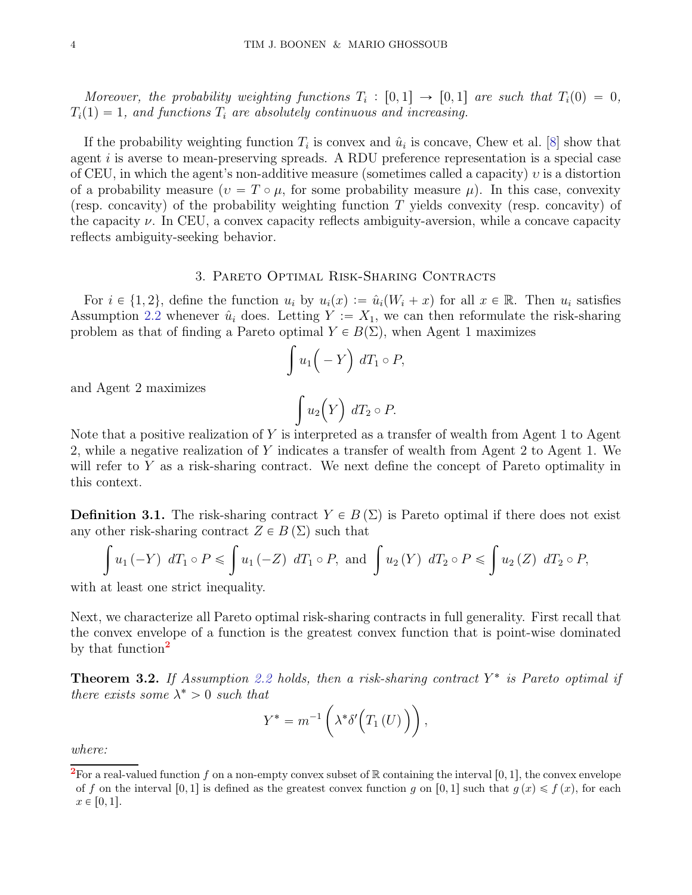*Moreover, the probability weighting functions $T_i : [0,1] \to [0,1]$ are such that $T_i(0) = 0$, $T_i(1) = 1$, and functions $T_i$ are absolutely continuous and increasing.*

If the probability weighting function $T_i$ is convex and $\hat{u}_i$ is concave, Chew et al. [8] show that agent $i$ is averse to mean-preserving spreads. A RDU preference representation is a special case of CEU, in which the agent's non-additive measure (sometimes called a capacity) $\upsilon$ is a distortion of a probability measure ($\upsilon = T \circ \mu$, for some probability measure $\mu$). In this case, convexity (resp. concavity) of the probability weighting function $T$ yields convexity (resp. concavity) of the capacity $\nu$. In CEU, a convex capacity reflects ambiguity-aversion, while a concave capacity reflects ambiguity-seeking behavior.

## 3. Pareto Optimal Risk-Sharing Contracts

For $i \in \{1,2\}$, define the function $u_i$ by $u_i(x) := \hat{u}_i(W_i + x)$ for all $x \in \mathbb{R}$. Then $u_i$ satisfies Assumption 2.2 whenever $\hat{u}_i$ does. Letting $Y := X_1$, we can then reformulate the risk-sharing problem as that of finding a Pareto optimal $Y \in B(\Sigma)$, when Agent 1 maximizes

$$\int u_1\Big(-Y\Big)\ dT_1 \circ P,$$

and Agent 2 maximizes

$$\int u_2\Big(Y\Big)\ dT_2 \circ P.$$

Note that a positive realization of $Y$ is interpreted as a transfer of wealth from Agent 1 to Agent 2, while a negative realization of $Y$ indicates a transfer of wealth from Agent 2 to Agent 1. We will refer to $Y$ as a risk-sharing contract. We next define the concept of Pareto optimality in this context.

**Definition 3.1.** The risk-sharing contract $Y \in B(\Sigma)$ is Pareto optimal if there does not exist any other risk-sharing contract $Z \in B(\Sigma)$ such that

$$\int u_1(-Y)\ dT_1 \circ P \leqslant \int u_1(-Z)\ dT_1 \circ P, \text{ and } \int u_2(Y)\ dT_2 \circ P \leqslant \int u_2(Z)\ dT_2 \circ P,$$

with at least one strict inequality.

Next, we characterize all Pareto optimal risk-sharing contracts in full generality. First recall that the convex envelope of a function is the greatest convex function that is point-wise dominated by that function[2]

**Theorem 3.2.** *If Assumption 2.2 holds, then a risk-sharing contract $Y^*$ is Pareto optimal if there exists some $\lambda^* > 0$ such that*

$$Y^* = m^{-1}\left(\lambda^* \delta'\Big(T_1(U)\Big)\right),$$

*where:*

[2] For a real-valued function $f$ on a non-empty convex subset of $\mathbb{R}$ containing the interval $[0,1]$, the convex envelope of $f$ on the interval $[0,1]$ is defined as the greatest convex function $g$ on $[0,1]$ such that $g(x) \leqslant f(x)$, for each $x \in [0,1]$.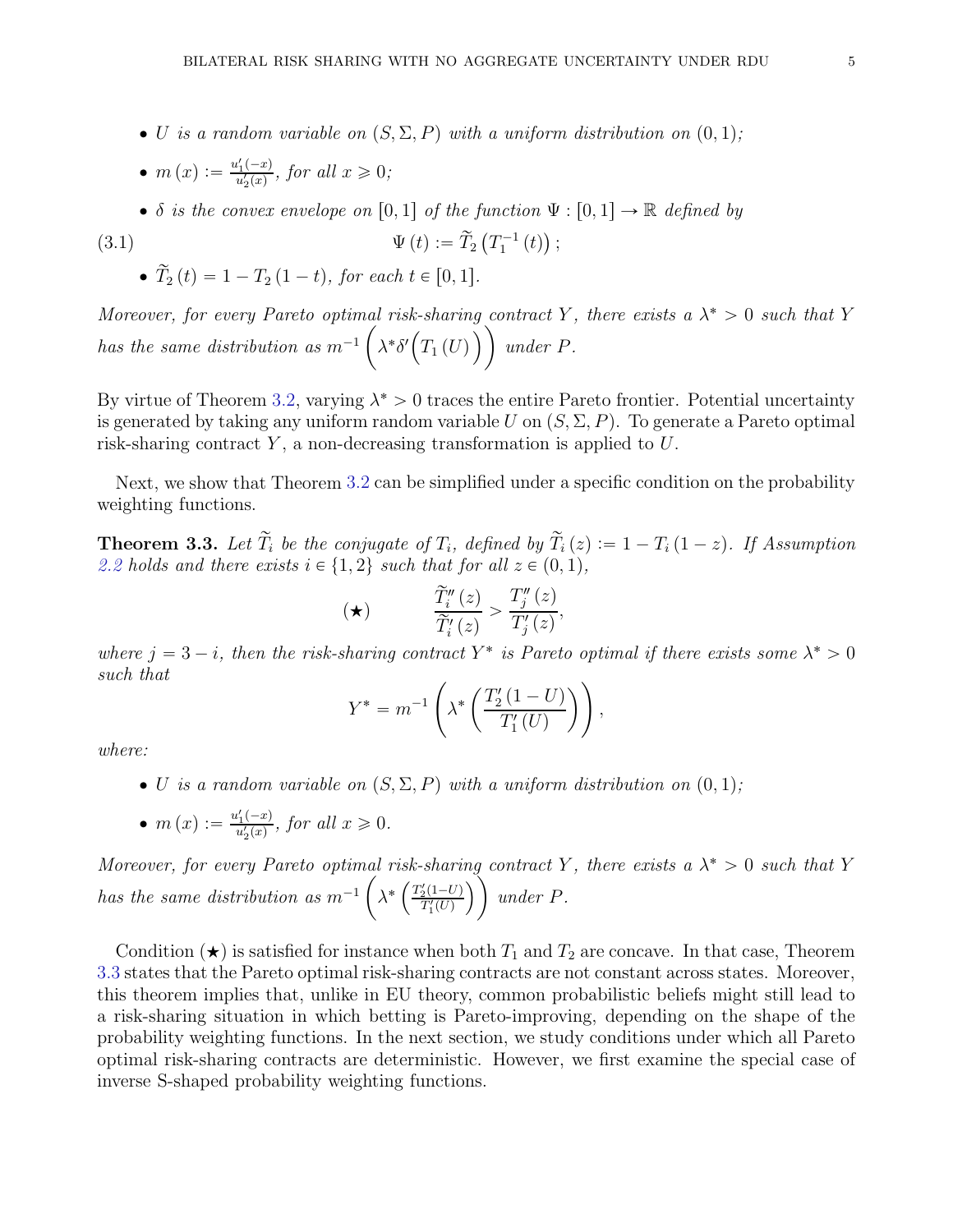- *$U$ is a random variable on $(S, \Sigma, P)$ with a uniform distribution on $(0,1)$;*
- *$m(x) := \frac{u_1'(-x)}{u_2'(x)}$, for all $x \geqslant 0$;*
- *$\delta$ is the convex envelope on $[0,1]$ of the function $\Psi : [0,1] \to \mathbb{R}$ defined by*

$$\Psi(t) := \widetilde{T}_2\left(T_1^{-1}(t)\right); \tag{3.1}$$

- *$\widetilde{T}_2(t) = 1 - T_2(1-t)$, for each $t \in [0,1]$.*

*Moreover, for every Pareto optimal risk-sharing contract $Y$, there exists a $\lambda^* > 0$ such that $Y$ has the same distribution as $m^{-1}\left(\lambda^* \delta'\Big(T_1(U)\Big)\right)$ under $P$.*

By virtue of Theorem 3.2, varying $\lambda^* > 0$ traces the entire Pareto frontier. Potential uncertainty is generated by taking any uniform random variable $U$ on $(S, \Sigma, P)$. To generate a Pareto optimal risk-sharing contract $Y$, a non-decreasing transformation is applied to $U$.

Next, we show that Theorem 3.2 can be simplified under a specific condition on the probability weighting functions.

**Theorem 3.3.** *Let $\widetilde{T}_i$ be the conjugate of $T_i$, defined by $\widetilde{T}_i(z) := 1 - T_i(1-z)$. If Assumption 2.2 holds and there exists $i \in \{1,2\}$ such that for all $z \in (0,1)$,*

$$\frac{\widetilde{T}_i''(z)}{\widetilde{T}_i'(z)} > \frac{T_j''(z)}{T_j'(z)}, \tag{$\bigstar$}$$

*where $j = 3 - i$, then the risk-sharing contract $Y^*$ is Pareto optimal if there exists some $\lambda^* > 0$ such that*

$$Y^* = m^{-1}\left(\lambda^* \left(\frac{T_2'(1-U)}{T_1'(U)}\right)\right),$$

*where:*

- *$U$ is a random variable on $(S, \Sigma, P)$ with a uniform distribution on $(0,1)$;*
- *$m(x) := \frac{u_1'(-x)}{u_2'(x)}$, for all $x \geqslant 0$.*

*Moreover, for every Pareto optimal risk-sharing contract $Y$, there exists a $\lambda^* > 0$ such that $Y$ has the same distribution as $m^{-1}\left(\lambda^* \left(\frac{T_2'(1-U)}{T_1'(U)}\right)\right)$ under $P$.*

Condition ($\bigstar$) is satisfied for instance when both $T_1$ and $T_2$ are concave. In that case, Theorem 3.3 states that the Pareto optimal risk-sharing contracts are not constant across states. Moreover, this theorem implies that, unlike in EU theory, common probabilistic beliefs might still lead to a risk-sharing situation in which betting is Pareto-improving, depending on the shape of the probability weighting functions. In the next section, we study conditions under which all Pareto optimal risk-sharing contracts are deterministic. However, we first examine the special case of inverse S-shaped probability weighting functions.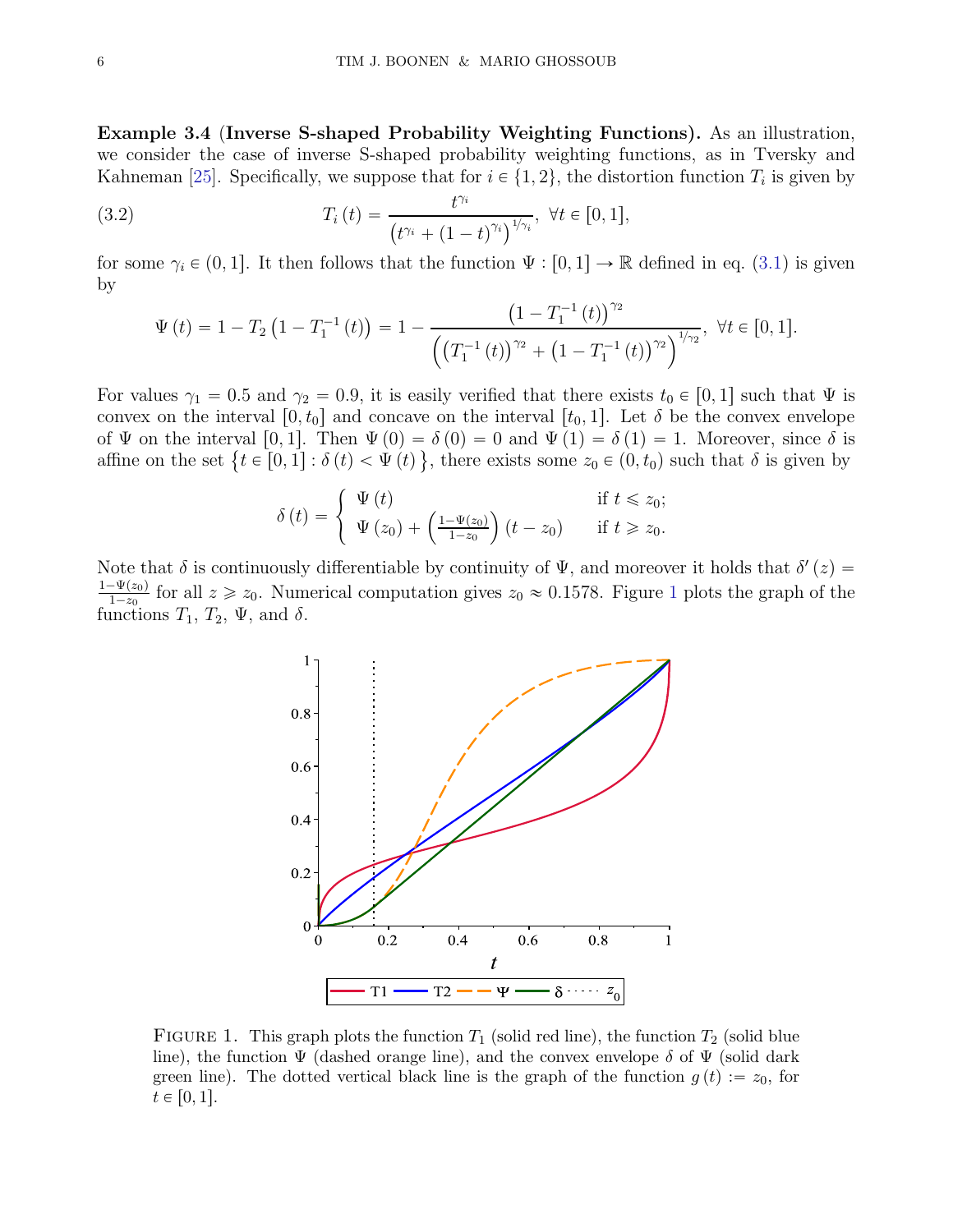**Example 3.4** (**Inverse S-shaped Probability Weighting Functions).** As an illustration, we consider the case of inverse S-shaped probability weighting functions, as in Tversky and Kahneman [25]. Specifically, we suppose that for $i \in \{1, 2\}$, the distortion function $T_i$ is given by

$$T_i(t) = \frac{t^{\gamma_i}}{\left(t^{\gamma_i} + (1-t)^{\gamma_i}\right)^{1/\gamma_i}}, \ \forall t \in [0,1], \tag{3.2}$$

for some $\gamma_i \in (0, 1]$. It then follows that the function $\Psi : [0, 1] \to \mathbb{R}$ defined in eq. (3.1) is given by

$$\Psi(t) = 1 - T_2\left(1 - T_1^{-1}(t)\right) = 1 - \frac{\left(1 - T_1^{-1}(t)\right)^{\gamma_2}}{\left(\left(T_1^{-1}(t)\right)^{\gamma_2} + \left(1 - T_1^{-1}(t)\right)^{\gamma_2}\right)^{1/\gamma_2}}, \ \forall t \in [0,1].$$

For values $\gamma_1 = 0.5$ and $\gamma_2 = 0.9$, it is easily verified that there exists $t_0 \in [0, 1]$ such that $\Psi$ is convex on the interval $[0, t_0]$ and concave on the interval $[t_0, 1]$. Let $\delta$ be the convex envelope of $\Psi$ on the interval $[0, 1]$. Then $\Psi(0) = \delta(0) = 0$ and $\Psi(1) = \delta(1) = 1$. Moreover, since $\delta$ is affine on the set $\{t \in [0, 1] : \delta(t) < \Psi(t)\}$, there exists some $z_0 \in (0, t_0)$ such that $\delta$ is given by

$$\delta(t) = \begin{cases} \Psi(t) & \text{if } t \leqslant z_0; \\ \Psi(z_0) + \left(\frac{1-\Psi(z_0)}{1-z_0}\right)(t - z_0) & \text{if } t \geqslant z_0. \end{cases}$$

Note that $\delta$ is continuously differentiable by continuity of $\Psi$, and moreover it holds that $\delta'(z) = \frac{1-\Psi(z_0)}{1-z_0}$ for all $z \geqslant z_0$. Numerical computation gives $z_0 \approx 0.1578$. Figure 1 plots the graph of the functions $T_1$, $T_2$, $\Psi$, and $\delta$.

FIGURE 1. This graph plots the function $T_1$ (solid red line), the function $T_2$ (solid blue line), the function $\Psi$ (dashed orange line), and the convex envelope $\delta$ of $\Psi$ (solid dark green line). The dotted vertical black line is the graph of the function $g(t) := z_0$, for $t \in [0, 1]$.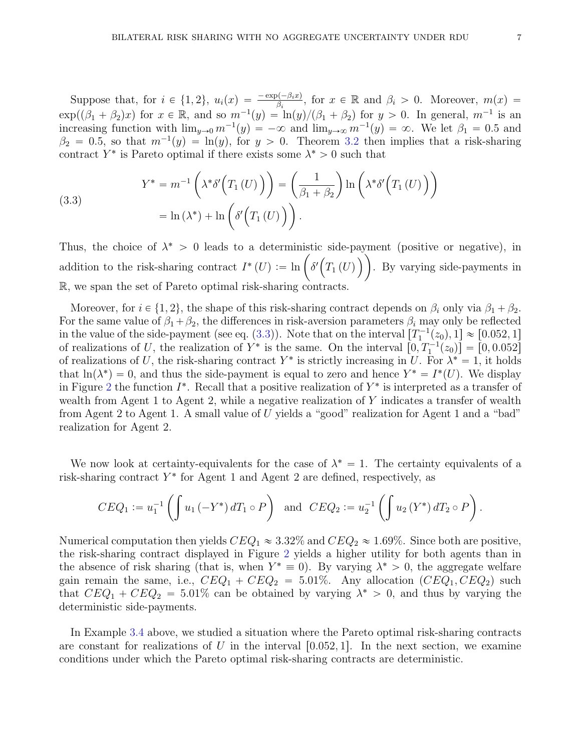Suppose that, for $i \in \{1, 2\}$, $u_i(x) = \frac{-\exp(-\beta_i x)}{\beta_i}$, for $x \in \mathbb{R}$ and $\beta_i > 0$. Moreover, $m(x) = \exp((\beta_1 + \beta_2)x)$ for $x \in \mathbb{R}$, and so $m^{-1}(y) = \ln(y)/(\beta_1 + \beta_2)$ for $y > 0$. In general, $m^{-1}$ is an increasing function with $\lim_{y \to 0} m^{-1}(y) = -\infty$ and $\lim_{y \to \infty} m^{-1}(y) = \infty$. We let $\beta_1 = 0.5$ and $\beta_2 = 0.5$, so that $m^{-1}(y) = \ln(y)$, for $y > 0$. Theorem 3.2 then implies that a risk-sharing contract $Y^*$ is Pareto optimal if there exists some $\lambda^* > 0$ such that

$$
\begin{aligned}
Y^* &= m^{-1}\left(\lambda^* \delta'\Big(T_1(U)\Big)\right) = \left(\frac{1}{\beta_1 + \beta_2}\right) \ln\left(\lambda^* \delta'\Big(T_1(U)\Big)\right) \\
&= \ln(\lambda^*) + \ln\left(\delta'\Big(T_1(U)\Big)\right).
\end{aligned} \tag{3.3}
$$

Thus, the choice of $\lambda^* > 0$ leads to a deterministic side-payment (positive or negative), in addition to the risk-sharing contract $I^*(U) := \ln\left(\delta'\Big(T_1(U)\Big)\right)$. By varying side-payments in $\mathbb{R}$, we span the set of Pareto optimal risk-sharing contracts.

Moreover, for $i \in \{1, 2\}$, the shape of this risk-sharing contract depends on $\beta_i$ only via $\beta_1 + \beta_2$. For the same value of $\beta_1 + \beta_2$, the differences in risk-aversion parameters $\beta_i$ may only be reflected in the value of the side-payment (see eq. (3.3)). Note that on the interval $[T_1^{-1}(z_0), 1] \approx [0.052, 1]$ of realizations of $U$, the realization of $Y^*$ is the same. On the interval $[0, T_1^{-1}(z_0)] = [0, 0.052]$ of realizations of $U$, the risk-sharing contract $Y^*$ is strictly increasing in $U$. For $\lambda^* = 1$, it holds that $\ln(\lambda^*) = 0$, and thus the side-payment is equal to zero and hence $Y^* = I^*(U)$. We display in Figure 2 the function $I^*$. Recall that a positive realization of $Y^*$ is interpreted as a transfer of wealth from Agent 1 to Agent 2, while a negative realization of $Y$ indicates a transfer of wealth from Agent 2 to Agent 1. A small value of $U$ yields a "good" realization for Agent 1 and a "bad" realization for Agent 2.

We now look at certainty-equivalents for the case of $\lambda^* = 1$. The certainty equivalents of a risk-sharing contract $Y^*$ for Agent 1 and Agent 2 are defined, respectively, as

$$
CEQ_1 := u_1^{-1}\left(\int u_1(-Y^*)\, dT_1 \circ P\right) \quad \text{and} \quad CEQ_2 := u_2^{-1}\left(\int u_2(Y^*)\, dT_2 \circ P\right).
$$

Numerical computation then yields $CEQ_1 \approx 3.32\%$ and $CEQ_2 \approx 1.69\%$. Since both are positive, the risk-sharing contract displayed in Figure 2 yields a higher utility for both agents than in the absence of risk sharing (that is, when $Y^* \equiv 0$). By varying $\lambda^* > 0$, the aggregate welfare gain remain the same, i.e., $CEQ_1 + CEQ_2 = 5.01\%$. Any allocation $(CEQ_1, CEQ_2)$ such that $CEQ_1 + CEQ_2 = 5.01\%$ can be obtained by varying $\lambda^* > 0$, and thus by varying the deterministic side-payments.

In Example 3.4 above, we studied a situation where the Pareto optimal risk-sharing contracts are constant for realizations of $U$ in the interval $[0.052, 1]$. In the next section, we examine conditions under which the Pareto optimal risk-sharing contracts are deterministic.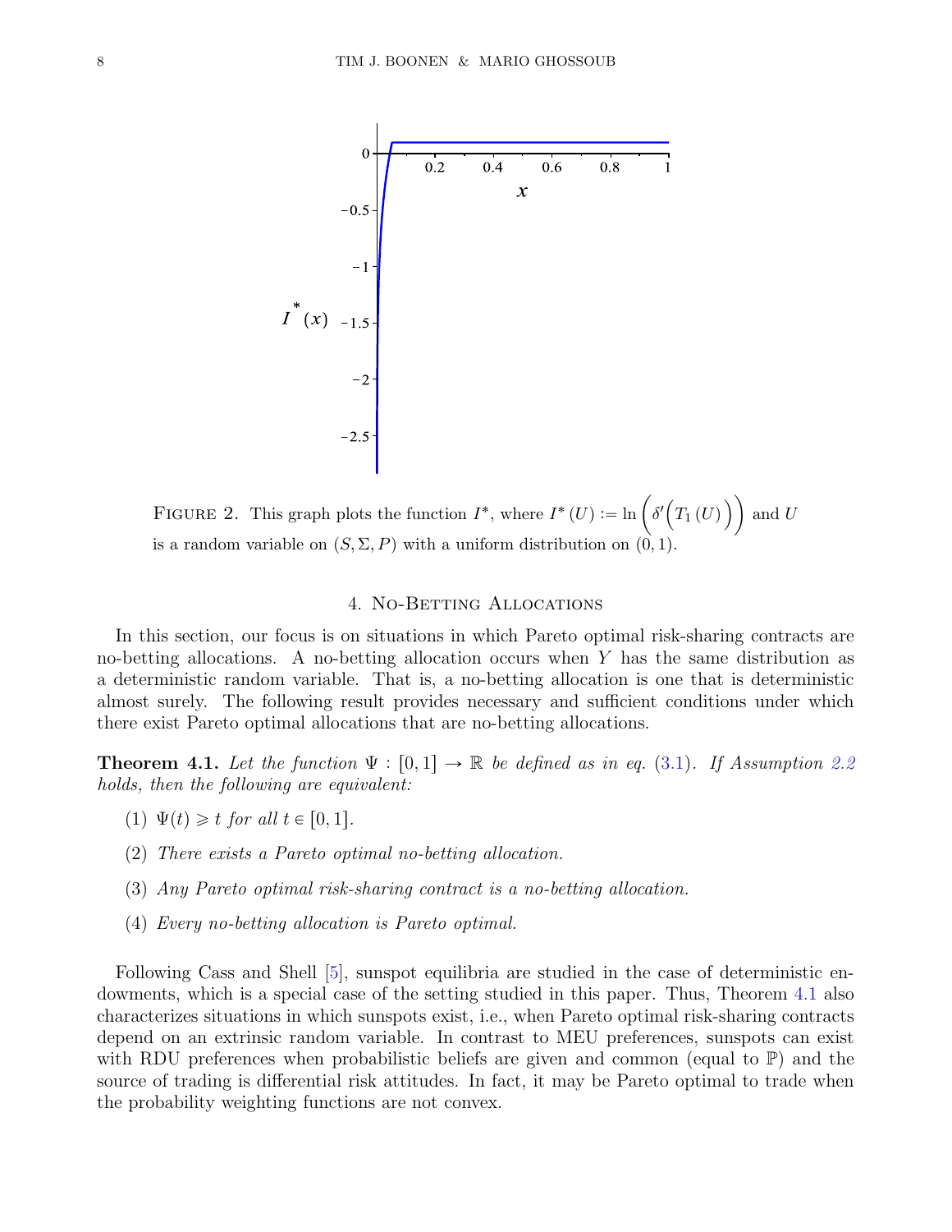FIGURE 2. This graph plots the function $I^*$, where $I^*(U) := \ln\Big(\delta'\Big(T_1(U)\Big)\Big)$ and $U$ is a random variable on $(S, \Sigma, P)$ with a uniform distribution on $(0, 1)$.

## 4. No-Betting Allocations

In this section, our focus is on situations in which Pareto optimal risk-sharing contracts are no-betting allocations. A no-betting allocation occurs when $Y$ has the same distribution as a deterministic random variable. That is, a no-betting allocation is one that is deterministic almost surely. The following result provides necessary and sufficient conditions under which there exist Pareto optimal allocations that are no-betting allocations.

**Theorem 4.1.** *Let the function $\Psi : [0,1] \to \mathbb{R}$ be defined as in eq. (3.1). If Assumption 2.2 holds, then the following are equivalent:*

1. $\Psi(t) \geqslant t$ *for all* $t \in [0,1]$.
2. *There exists a Pareto optimal no-betting allocation.*
3. *Any Pareto optimal risk-sharing contract is a no-betting allocation.*
4. *Every no-betting allocation is Pareto optimal.*

Following Cass and Shell [5], sunspot equilibria are studied in the case of deterministic endowments, which is a special case of the setting studied in this paper. Thus, Theorem 4.1 also characterizes situations in which sunspots exist, i.e., when Pareto optimal risk-sharing contracts depend on an extrinsic random variable. In contrast to MEU preferences, sunspots can exist with RDU preferences when probabilistic beliefs are given and common (equal to $\mathbb{P}$) and the source of trading is differential risk attitudes. In fact, it may be Pareto optimal to trade when the probability weighting functions are not convex.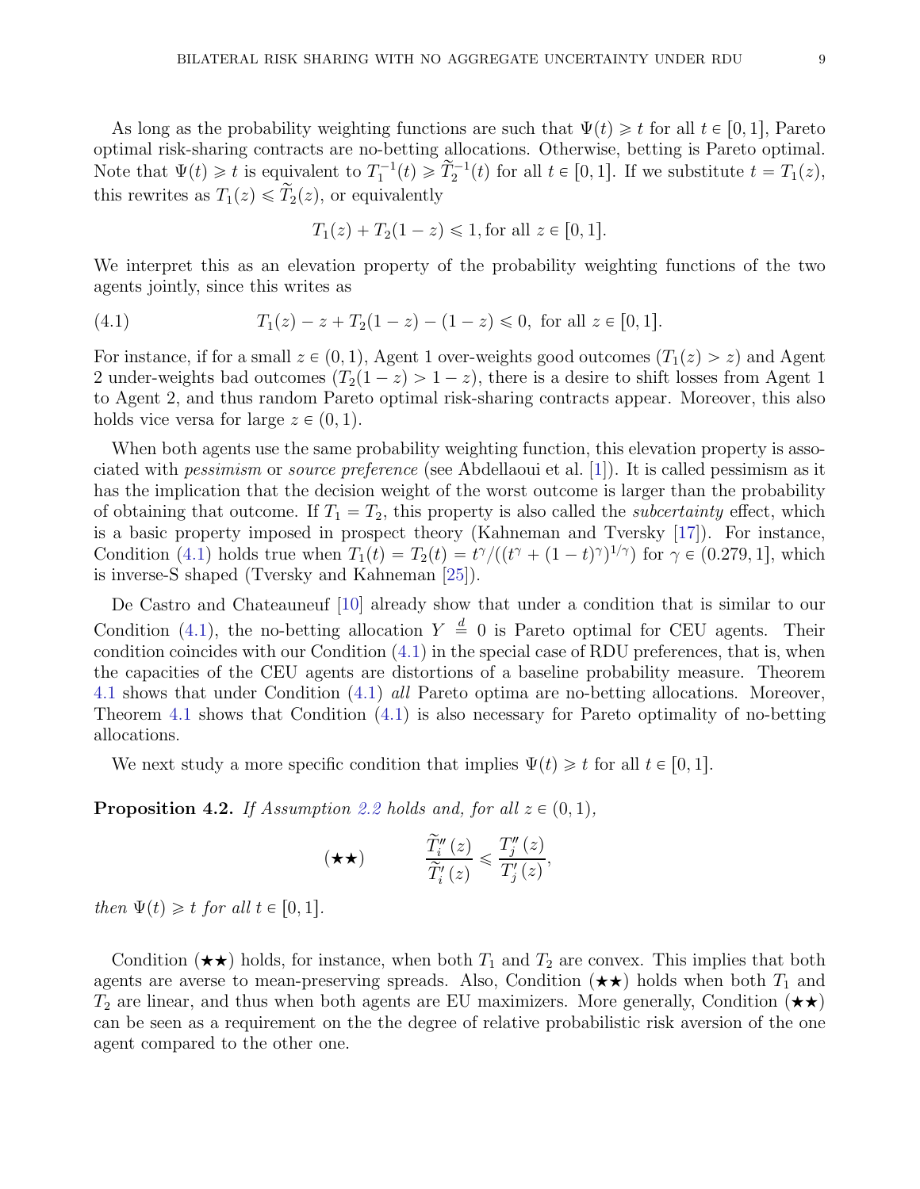As long as the probability weighting functions are such that $\Psi(t) \geqslant t$ for all $t \in [0,1]$, Pareto optimal risk-sharing contracts are no-betting allocations. Otherwise, betting is Pareto optimal. Note that $\Psi(t) \geqslant t$ is equivalent to $T_1^{-1}(t) \geqslant \widetilde{T}_2^{-1}(t)$ for all $t \in [0,1]$. If we substitute $t = T_1(z)$, this rewrites as $T_1(z) \leqslant \widetilde{T}_2(z)$, or equivalently

$$T_1(z) + T_2(1-z) \leqslant 1, \text{for all } z \in [0,1].$$

We interpret this as an elevation property of the probability weighting functions of the two agents jointly, since this writes as

$$T_1(z) - z + T_2(1-z) - (1-z) \leqslant 0, \text{ for all } z \in [0,1]. \tag{4.1}$$

For instance, if for a small $z \in (0,1)$, Agent 1 over-weights good outcomes ($T_1(z) > z$) and Agent 2 under-weights bad outcomes ($T_2(1-z) > 1-z$), there is a desire to shift losses from Agent 1 to Agent 2, and thus random Pareto optimal risk-sharing contracts appear. Moreover, this also holds vice versa for large $z \in (0,1)$.

When both agents use the same probability weighting function, this elevation property is associated with *pessimism* or *source preference* (see Abdellaoui et al. [1]). It is called pessimism as it has the implication that the decision weight of the worst outcome is larger than the probability of obtaining that outcome. If $T_1 = T_2$, this property is also called the *subcertainty* effect, which is a basic property imposed in prospect theory (Kahneman and Tversky [17]). For instance, Condition (4.1) holds true when $T_1(t) = T_2(t) = t^\gamma/((t^\gamma + (1-t)^\gamma)^{1/\gamma})$ for $\gamma \in (0.279, 1]$, which is inverse-S shaped (Tversky and Kahneman [25]).

De Castro and Chateauneuf [10] already show that under a condition that is similar to our Condition (4.1), the no-betting allocation $Y \overset{d}{=} 0$ is Pareto optimal for CEU agents. Their condition coincides with our Condition (4.1) in the special case of RDU preferences, that is, when the capacities of the CEU agents are distortions of a baseline probability measure. Theorem 4.1 shows that under Condition (4.1) *all* Pareto optima are no-betting allocations. Moreover, Theorem 4.1 shows that Condition (4.1) is also necessary for Pareto optimality of no-betting allocations.

We next study a more specific condition that implies $\Psi(t) \geqslant t$ for all $t \in [0,1]$.

**Proposition 4.2.** *If Assumption 2.2 holds and, for all $z \in (0,1)$,*

$$(\bigstar\bigstar) \qquad \frac{\widetilde{T}_i''(z)}{\widetilde{T}_i'(z)} \leqslant \frac{T_j''(z)}{T_j'(z)},$$

*then $\Psi(t) \geqslant t$ for all $t \in [0,1]$.*

Condition ($\bigstar\bigstar$) holds, for instance, when both $T_1$ and $T_2$ are convex. This implies that both agents are averse to mean-preserving spreads. Also, Condition ($\bigstar\bigstar$) holds when both $T_1$ and $T_2$ are linear, and thus when both agents are EU maximizers. More generally, Condition ($\bigstar\bigstar$) can be seen as a requirement on the the degree of relative probabilistic risk aversion of the one agent compared to the other one.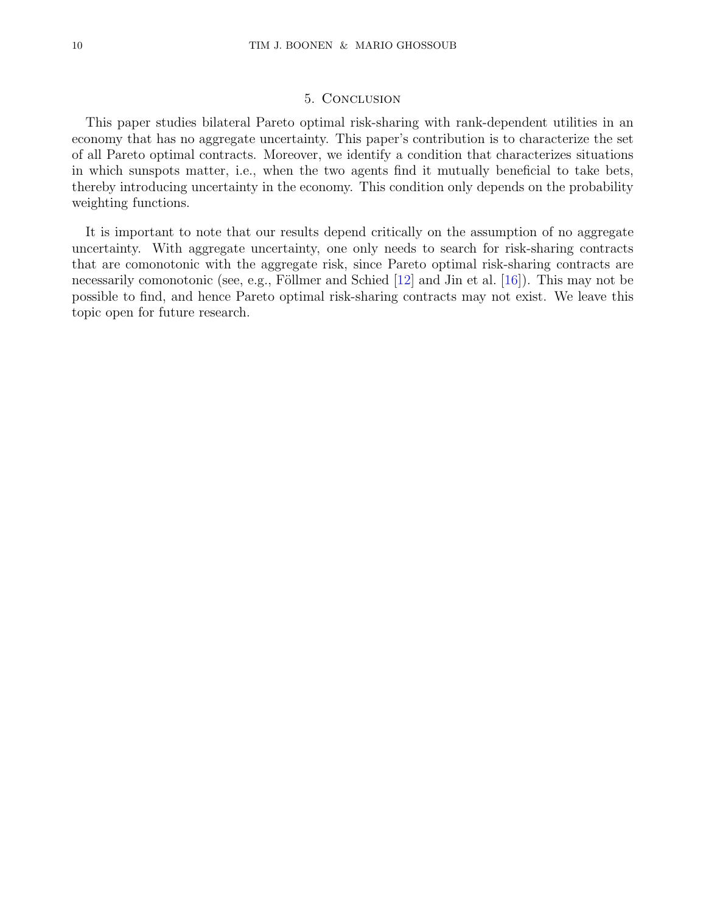## 5. Conclusion

This paper studies bilateral Pareto optimal risk-sharing with rank-dependent utilities in an economy that has no aggregate uncertainty. This paper's contribution is to characterize the set of all Pareto optimal contracts. Moreover, we identify a condition that characterizes situations in which sunspots matter, i.e., when the two agents find it mutually beneficial to take bets, thereby introducing uncertainty in the economy. This condition only depends on the probability weighting functions.

It is important to note that our results depend critically on the assumption of no aggregate uncertainty. With aggregate uncertainty, one only needs to search for risk-sharing contracts that are comonotonic with the aggregate risk, since Pareto optimal risk-sharing contracts are necessarily comonotonic (see, e.g., Föllmer and Schied [12] and Jin et al. [16]). This may not be possible to find, and hence Pareto optimal risk-sharing contracts may not exist. We leave this topic open for future research.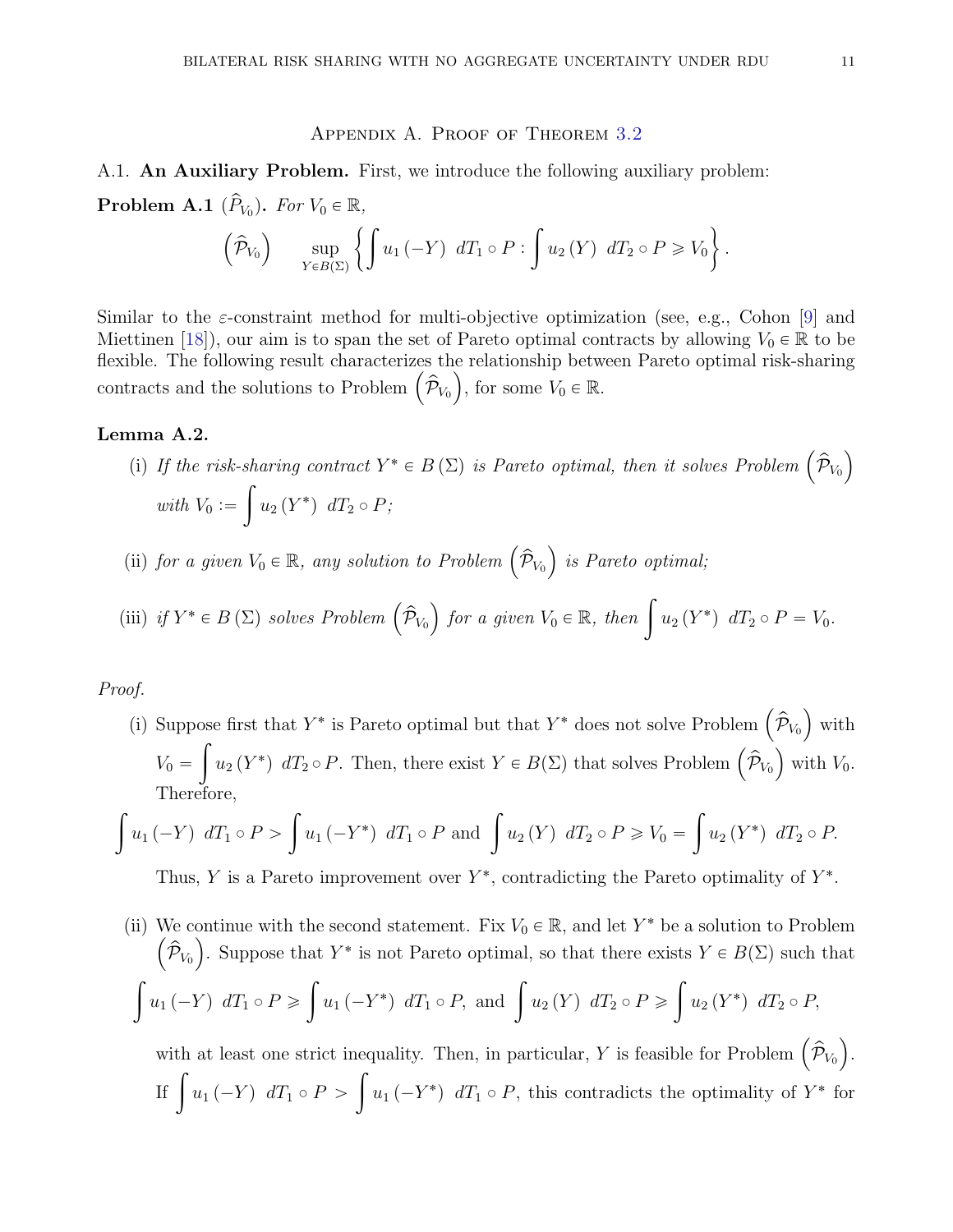## Appendix A. Proof of Theorem 3.2

A.1. **An Auxiliary Problem.** First, we introduce the following auxiliary problem:

**Problem A.1** ($\widehat{\mathcal{P}}_{V_0}$). *For $V_0 \in \mathbb{R}$,*

$$\left(\widehat{\mathcal{P}}_{V_0}\right) \qquad \sup_{Y \in B(\Sigma)} \left\{ \int u_1\left(-Y\right) \, dT_1 \circ P : \int u_2\left(Y\right) \, dT_2 \circ P \geqslant V_0 \right\}.$$

Similar to the $\varepsilon$-constraint method for multi-objective optimization (see, e.g., Cohon [9] and Miettinen [18]), our aim is to span the set of Pareto optimal contracts by allowing $V_0 \in \mathbb{R}$ to be flexible. The following result characterizes the relationship between Pareto optimal risk-sharing contracts and the solutions to Problem $\left(\widehat{\mathcal{P}}_{V_0}\right)$, for some $V_0 \in \mathbb{R}$.

**Lemma A.2.**

(i) *If the risk-sharing contract $Y^* \in B\left(\Sigma\right)$ is Pareto optimal, then it solves Problem $\left(\widehat{\mathcal{P}}_{V_0}\right)$ with $V_0 := \displaystyle\int u_2\left(Y^*\right) \, dT_2 \circ P$;*

(ii) *for a given $V_0 \in \mathbb{R}$, any solution to Problem $\left(\widehat{\mathcal{P}}_{V_0}\right)$ is Pareto optimal;*

(iii) *if $Y^* \in B\left(\Sigma\right)$ solves Problem $\left(\widehat{\mathcal{P}}_{V_0}\right)$ for a given $V_0 \in \mathbb{R}$, then $\displaystyle\int u_2\left(Y^*\right) \, dT_2 \circ P = V_0$.*

*Proof.*

(i) Suppose first that $Y^*$ is Pareto optimal but that $Y^*$ does not solve Problem $\left(\widehat{\mathcal{P}}_{V_0}\right)$ with $V_0 = \displaystyle\int u_2\left(Y^*\right) \, dT_2 \circ P$. Then, there exist $Y \in B(\Sigma)$ that solves Problem $\left(\widehat{\mathcal{P}}_{V_0}\right)$ with $V_0$. Therefore,

$$\int u_1\left(-Y\right) \, dT_1 \circ P > \int u_1\left(-Y^*\right) \, dT_1 \circ P \text{ and } \int u_2\left(Y\right) \, dT_2 \circ P \geqslant V_0 = \int u_2\left(Y^*\right) \, dT_2 \circ P.$$

Thus, $Y$ is a Pareto improvement over $Y^*$, contradicting the Pareto optimality of $Y^*$.

(ii) We continue with the second statement. Fix $V_0 \in \mathbb{R}$, and let $Y^*$ be a solution to Problem $\left(\widehat{\mathcal{P}}_{V_0}\right)$. Suppose that $Y^*$ is not Pareto optimal, so that there exists $Y \in B(\Sigma)$ such that

$$\int u_1\left(-Y\right) \, dT_1 \circ P \geqslant \int u_1\left(-Y^*\right) \, dT_1 \circ P, \text{ and } \int u_2\left(Y\right) \, dT_2 \circ P \geqslant \int u_2\left(Y^*\right) \, dT_2 \circ P,$$

with at least one strict inequality. Then, in particular, $Y$ is feasible for Problem $\left(\widehat{\mathcal{P}}_{V_0}\right)$. If $\displaystyle\int u_1\left(-Y\right) \, dT_1 \circ P > \int u_1\left(-Y^*\right) \, dT_1 \circ P$, this contradicts the optimality of $Y^*$ for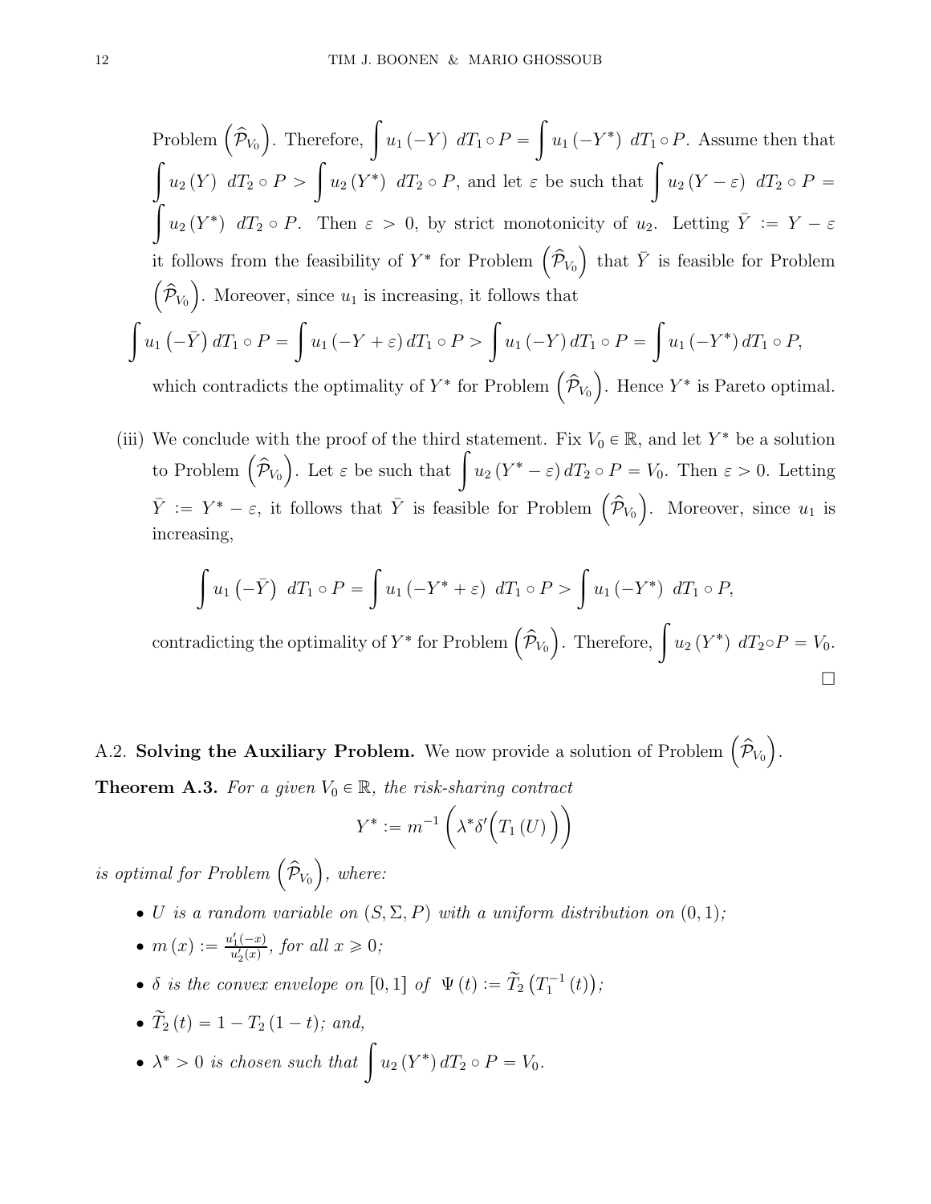Problem $\left(\widehat{\mathcal{P}}_{V_0}\right)$. Therefore, $\int u_1(-Y)\ dT_1 \circ P = \int u_1(-Y^*)\ dT_1 \circ P$. Assume then that $\int u_2(Y)\ dT_2 \circ P > \int u_2(Y^*)\ dT_2 \circ P$, and let $\varepsilon$ be such that $\int u_2(Y-\varepsilon)\ dT_2 \circ P = \int u_2(Y^*)\ dT_2 \circ P$. Then $\varepsilon > 0$, by strict monotonicity of $u_2$. Letting $\bar{Y} := Y - \varepsilon$ it follows from the feasibility of $Y^*$ for Problem $\left(\widehat{\mathcal{P}}_{V_0}\right)$ that $\bar{Y}$ is feasible for Problem $\left(\widehat{\mathcal{P}}_{V_0}\right)$. Moreover, since $u_1$ is increasing, it follows that

$$\int u_1\left(-\bar{Y}\right) dT_1 \circ P = \int u_1(-Y+\varepsilon)\, dT_1 \circ P > \int u_1(-Y)\, dT_1 \circ P = \int u_1(-Y^*)\, dT_1 \circ P,$$

which contradicts the optimality of $Y^*$ for Problem $\left(\widehat{\mathcal{P}}_{V_0}\right)$. Hence $Y^*$ is Pareto optimal.

(iii) We conclude with the proof of the third statement. Fix $V_0 \in \mathbb{R}$, and let $Y^*$ be a solution to Problem $\left(\widehat{\mathcal{P}}_{V_0}\right)$. Let $\varepsilon$ be such that $\int u_2(Y^* - \varepsilon)\, dT_2 \circ P = V_0$. Then $\varepsilon > 0$. Letting $\bar{Y} := Y^* - \varepsilon$, it follows that $\bar{Y}$ is feasible for Problem $\left(\widehat{\mathcal{P}}_{V_0}\right)$. Moreover, since $u_1$ is increasing,

$$\int u_1\left(-\bar{Y}\right)\ dT_1 \circ P = \int u_1(-Y^*+\varepsilon)\ dT_1 \circ P > \int u_1(-Y^*)\ dT_1 \circ P,$$

contradicting the optimality of $Y^*$ for Problem $\left(\widehat{\mathcal{P}}_{V_0}\right)$. Therefore, $\int u_2(Y^*)\ dT_2 \circ P = V_0$. $\square$

A.2. **Solving the Auxiliary Problem.** We now provide a solution of Problem $\left(\widehat{\mathcal{P}}_{V_0}\right)$.

**Theorem A.3.** *For a given $V_0 \in \mathbb{R}$, the risk-sharing contract*

$$Y^* := m^{-1}\left(\lambda^* \delta'\Big(T_1(U)\Big)\right)$$

*is optimal for Problem $\left(\widehat{\mathcal{P}}_{V_0}\right)$, where:*

- *$U$ is a random variable on $(S, \Sigma, P)$ with a uniform distribution on $(0,1)$;*
- *$m(x) := \frac{u_1'(-x)}{u_2'(x)}$, for all $x \geqslant 0$;*
- *$\delta$ is the convex envelope on $[0,1]$ of $\Psi(t) := \widetilde{T}_2\left(T_1^{-1}(t)\right)$;*
- *$\widetilde{T}_2(t) = 1 - T_2(1-t)$; and,*
- *$\lambda^* > 0$ is chosen such that $\int u_2(Y^*)\, dT_2 \circ P = V_0$.*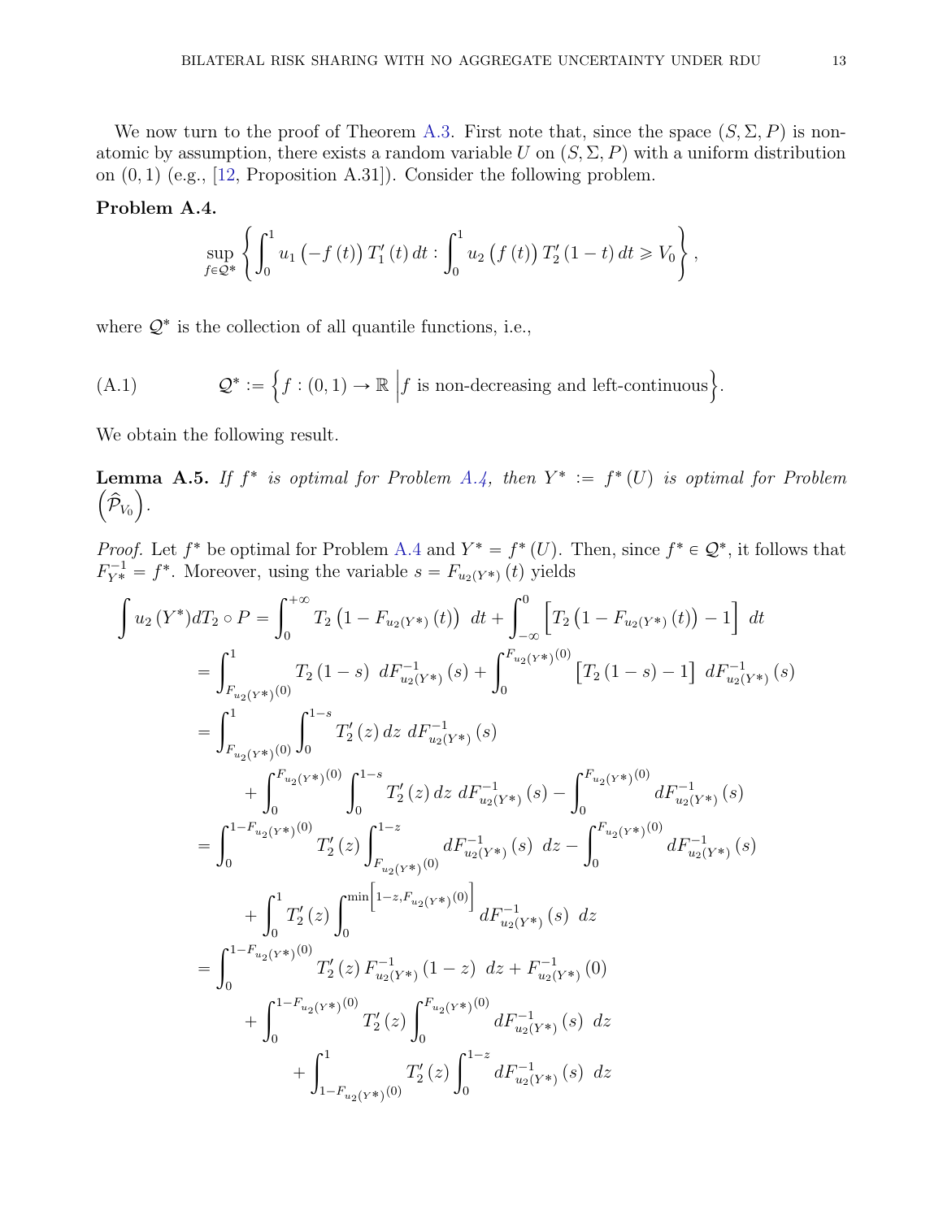We now turn to the proof of Theorem A.3. First note that, since the space $(S, \Sigma, P)$ is non-atomic by assumption, there exists a random variable $U$ on $(S, \Sigma, P)$ with a uniform distribution on $(0,1)$ (e.g., [12, Proposition A.31]). Consider the following problem.

**Problem A.4.**

$$\sup_{f \in \mathcal{Q}^*} \left\{ \int_0^1 u_1 \left(-f\left(t\right)\right) T_1'\left(t\right) dt : \int_0^1 u_2 \left(f\left(t\right)\right) T_2'\left(1-t\right) dt \geqslant V_0 \right\},$$

where $\mathcal{Q}^*$ is the collection of all quantile functions, i.e.,

$$\mathcal{Q}^* := \Big\{ f : (0,1) \to \mathbb{R} \ \Big| f \text{ is non-decreasing and left-continuous} \Big\}. \tag{A.1}$$

We obtain the following result.

**Lemma A.5.** *If $f^*$ is optimal for Problem A.4, then $Y^* := f^*(U)$ is optimal for Problem $\left(\widehat{\mathcal{P}}_{V_0}\right)$.*

*Proof.* Let $f^*$ be optimal for Problem A.4 and $Y^* = f^*(U)$. Then, since $f^* \in \mathcal{Q}^*$, it follows that $F_{Y^*}^{-1} = f^*$. Moreover, using the variable $s = F_{u_2(Y^*)}(t)$ yields

$$\begin{aligned}
\int u_2\left(Y^*\right) dT_2 \circ P &= \int_0^{+\infty} T_2\left(1 - F_{u_2(Y^*)}\left(t\right)\right) \, dt + \int_{-\infty}^0 \left[T_2\left(1 - F_{u_2(Y^*)}\left(t\right)\right) - 1\right] \, dt \\
&= \int_{F_{u_2(Y^*)}(0)}^1 T_2\left(1-s\right) \, dF_{u_2(Y^*)}^{-1}\left(s\right) + \int_0^{F_{u_2(Y^*)}(0)} \left[T_2\left(1-s\right) - 1\right] \, dF_{u_2(Y^*)}^{-1}\left(s\right) \\
&= \int_{F_{u_2(Y^*)}(0)}^1 \int_0^{1-s} T_2'\left(z\right) dz \, dF_{u_2(Y^*)}^{-1}\left(s\right) \\
&\qquad + \int_0^{F_{u_2(Y^*)}(0)} \int_0^{1-s} T_2'\left(z\right) dz \, dF_{u_2(Y^*)}^{-1}\left(s\right) - \int_0^{F_{u_2(Y^*)}(0)} dF_{u_2(Y^*)}^{-1}\left(s\right) \\
&= \int_0^{1-F_{u_2(Y^*)}(0)} T_2'\left(z\right) \int_{F_{u_2(Y^*)}(0)}^{1-z} dF_{u_2(Y^*)}^{-1}\left(s\right) \, dz - \int_0^{F_{u_2(Y^*)}(0)} dF_{u_2(Y^*)}^{-1}\left(s\right) \\
&\qquad + \int_0^1 T_2'\left(z\right) \int_0^{\min\left[1-z, F_{u_2(Y^*)}(0)\right]} dF_{u_2(Y^*)}^{-1}\left(s\right) \, dz \\
&= \int_0^{1-F_{u_2(Y^*)}(0)} T_2'\left(z\right) F_{u_2(Y^*)}^{-1}\left(1-z\right) \, dz + F_{u_2(Y^*)}^{-1}\left(0\right) \\
&\qquad + \int_0^{1-F_{u_2(Y^*)}(0)} T_2'\left(z\right) \int_0^{F_{u_2(Y^*)}(0)} dF_{u_2(Y^*)}^{-1}\left(s\right) \, dz \\
&\qquad\qquad + \int_{1-F_{u_2(Y^*)}(0)}^1 T_2'\left(z\right) \int_0^{1-z} dF_{u_2(Y^*)}^{-1}\left(s\right) \, dz
\end{aligned}$$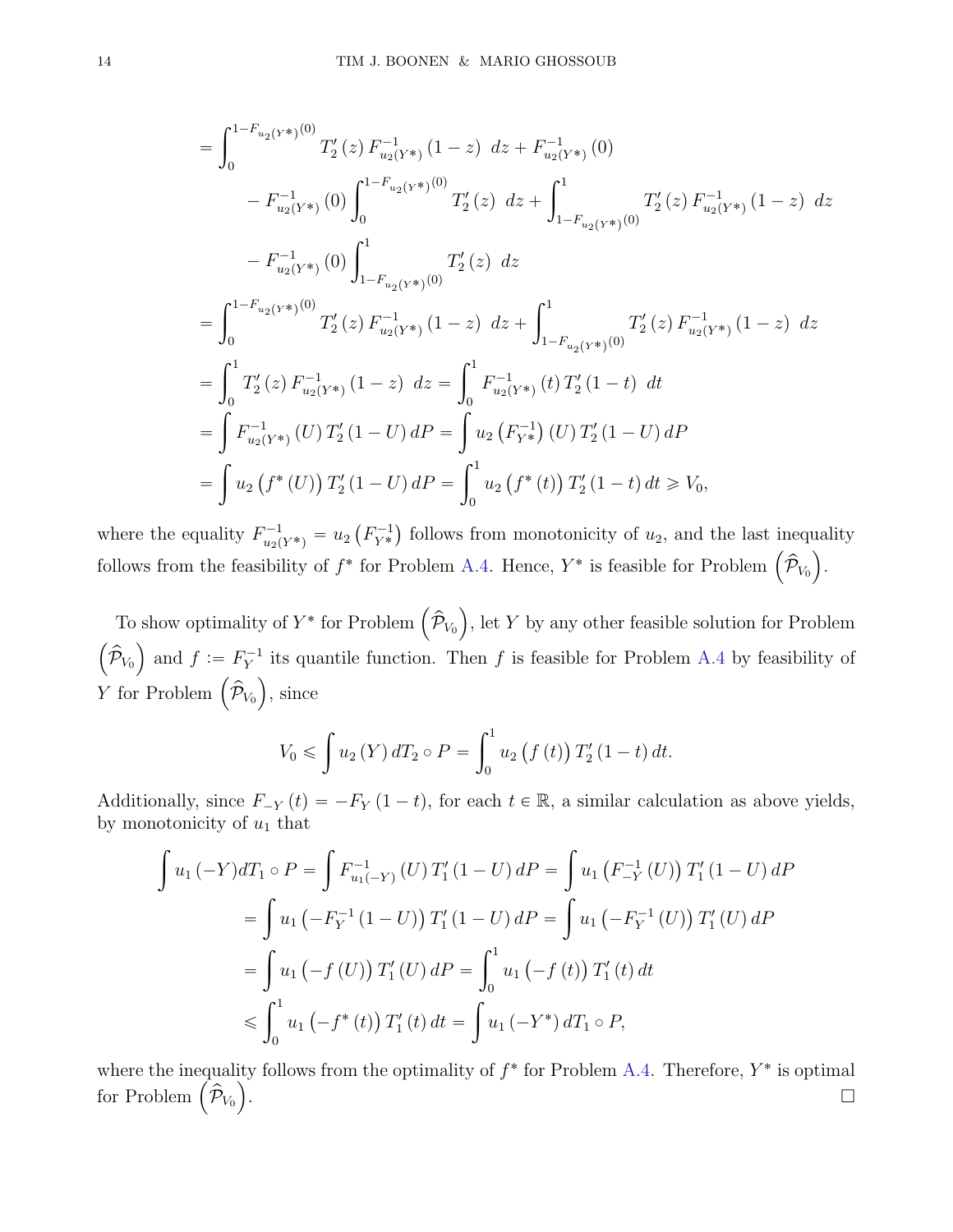$$
\begin{aligned}
&= \int_0^{1-F_{u_2(Y^*)}(0)} T_2'(z)\, F^{-1}_{u_2(Y^*)}(1-z)\ dz + F^{-1}_{u_2(Y^*)}(0) \\
&\qquad - F^{-1}_{u_2(Y^*)}(0) \int_0^{1-F_{u_2(Y^*)}(0)} T_2'(z)\ dz + \int_{1-F_{u_2(Y^*)}(0)}^1 T_2'(z)\, F^{-1}_{u_2(Y^*)}(1-z)\ dz \\
&\qquad - F^{-1}_{u_2(Y^*)}(0) \int_{1-F_{u_2(Y^*)}(0)}^1 T_2'(z)\ dz \\
&= \int_0^{1-F_{u_2(Y^*)}(0)} T_2'(z)\, F^{-1}_{u_2(Y^*)}(1-z)\ dz + \int_{1-F_{u_2(Y^*)}(0)}^1 T_2'(z)\, F^{-1}_{u_2(Y^*)}(1-z)\ dz \\
&= \int_0^1 T_2'(z)\, F^{-1}_{u_2(Y^*)}(1-z)\ dz = \int_0^1 F^{-1}_{u_2(Y^*)}(t)\, T_2'(1-t)\ dt \\
&= \int F^{-1}_{u_2(Y^*)}(U)\, T_2'(1-U)\, dP = \int u_2\left(F^{-1}_{Y^*}\right)(U)\, T_2'(1-U)\, dP \\
&= \int u_2\left(f^*(U)\right) T_2'(1-U)\, dP = \int_0^1 u_2\left(f^*(t)\right) T_2'(1-t)\, dt \geqslant V_0,
\end{aligned}
$$

where the equality $F^{-1}_{u_2(Y^*)} = u_2\left(F^{-1}_{Y^*}\right)$ follows from monotonicity of $u_2$, and the last inequality follows from the feasibility of $f^*$ for Problem A.4. Hence, $Y^*$ is feasible for Problem $\left(\widehat{\mathcal{P}}_{V_0}\right)$.

To show optimality of $Y^*$ for Problem $\left(\widehat{\mathcal{P}}_{V_0}\right)$, let $Y$ by any other feasible solution for Problem $\left(\widehat{\mathcal{P}}_{V_0}\right)$ and $f := F_Y^{-1}$ its quantile function. Then $f$ is feasible for Problem A.4 by feasibility of $Y$ for Problem $\left(\widehat{\mathcal{P}}_{V_0}\right)$, since

$$
V_0 \leqslant \int u_2(Y)\, dT_2 \circ P = \int_0^1 u_2\left(f(t)\right) T_2'(1-t)\, dt.
$$

Additionally, since $F_{-Y}(t) = -F_Y(1-t)$, for each $t \in \mathbb{R}$, a similar calculation as above yields, by monotonicity of $u_1$ that

$$
\begin{aligned}
\int u_1(-Y) dT_1 \circ P &= \int F^{-1}_{u_1(-Y)}(U)\, T_1'(1-U)\, dP = \int u_1\left(F^{-1}_{-Y}(U)\right) T_1'(1-U)\, dP \\
&= \int u_1\left(-F_Y^{-1}(1-U)\right) T_1'(1-U)\, dP = \int u_1\left(-F_Y^{-1}(U)\right) T_1'(U)\, dP \\
&= \int u_1\left(-f(U)\right) T_1'(U)\, dP = \int_0^1 u_1\left(-f(t)\right) T_1'(t)\, dt \\
&\leqslant \int_0^1 u_1\left(-f^*(t)\right) T_1'(t)\, dt = \int u_1(-Y^*)\, dT_1 \circ P,
\end{aligned}
$$

where the inequality follows from the optimality of $f^*$ for Problem A.4. Therefore, $Y^*$ is optimal for Problem $\left(\widehat{\mathcal{P}}_{V_0}\right)$. □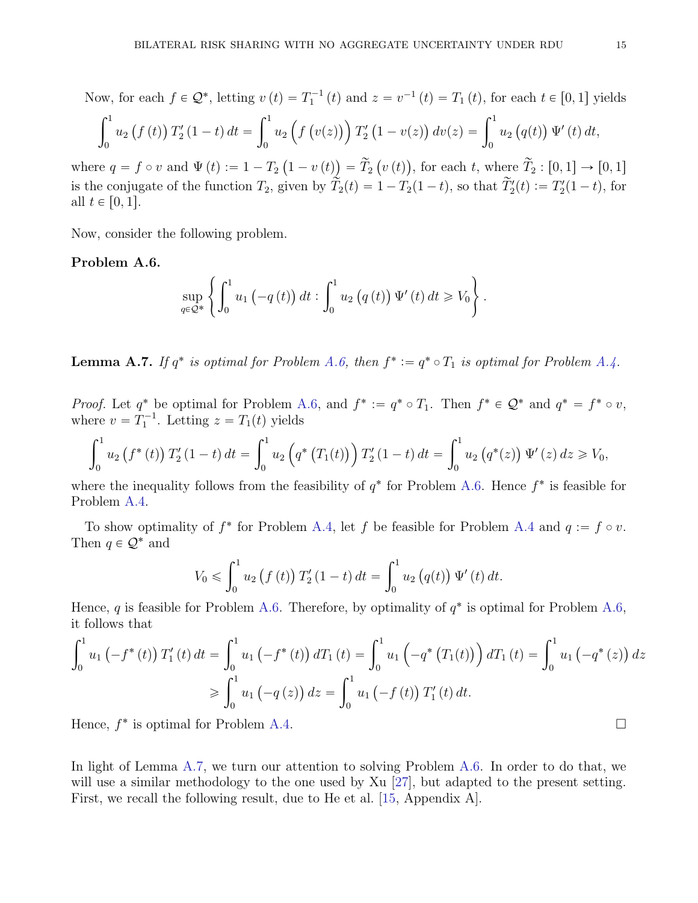Now, for each $f \in \mathcal{Q}^*$, letting $v(t) = T_1^{-1}(t)$ and $z = v^{-1}(t) = T_1(t)$, for each $t \in [0,1]$ yields

$$\int_0^1 u_2\left(f(t)\right) T_2'(1-t)\, dt = \int_0^1 u_2\Big(f\left(v(z)\right)\Big) T_2'\big(1 - v(z)\big)\, dv(z) = \int_0^1 u_2\big(q(t)\big)\, \Psi'(t)\, dt,$$

where $q = f \circ v$ and $\Psi(t) := 1 - T_2\big(1 - v(t)\big) = \widetilde{T}_2\big(v(t)\big)$, for each $t$, where $\widetilde{T}_2 : [0,1] \to [0,1]$ is the conjugate of the function $T_2$, given by $\widetilde{T}_2(t) = 1 - T_2(1-t)$, so that $\widetilde{T}_2'(t) := T_2'(1-t)$, for all $t \in [0,1]$.

Now, consider the following problem.

**Problem A.6.**

$$\sup_{q \in \mathcal{Q}^*} \left\{ \int_0^1 u_1\big(-q(t)\big)\, dt : \int_0^1 u_2\big(q(t)\big)\, \Psi'(t)\, dt \geqslant V_0 \right\}.$$

**Lemma A.7.** *If $q^*$ is optimal for Problem A.6, then $f^* := q^* \circ T_1$ is optimal for Problem A.4.*

*Proof.* Let $q^*$ be optimal for Problem A.6, and $f^* := q^* \circ T_1$. Then $f^* \in \mathcal{Q}^*$ and $q^* = f^* \circ v$, where $v = T_1^{-1}$. Letting $z = T_1(t)$ yields

$$\int_0^1 u_2\left(f^*(t)\right) T_2'(1-t)\, dt = \int_0^1 u_2\Big(q^*\big(T_1(t)\big)\Big) T_2'(1-t)\, dt = \int_0^1 u_2\big(q^*(z)\big)\, \Psi'(z)\, dz \geqslant V_0,$$

where the inequality follows from the feasibility of $q^*$ for Problem A.6. Hence $f^*$ is feasible for Problem A.4.

To show optimality of $f^*$ for Problem A.4, let $f$ be feasible for Problem A.4 and $q := f \circ v$. Then $q \in \mathcal{Q}^*$ and

$$V_0 \leqslant \int_0^1 u_2\big(f(t)\big) T_2'(1-t)\, dt = \int_0^1 u_2\big(q(t)\big)\, \Psi'(t)\, dt.$$

Hence, $q$ is feasible for Problem A.6. Therefore, by optimality of $q^*$ is optimal for Problem A.6, it follows that

$$\begin{aligned}
\int_0^1 u_1\big(-f^*(t)\big) T_1'(t)\, dt = \int_0^1 u_1\big(-f^*(t)\big)\, dT_1(t) = \int_0^1 u_1\Big(-q^*\big(T_1(t)\big)\Big)\, dT_1(t) = \int_0^1 u_1\big(-q^*(z)\big)\, dz \\
\geqslant \int_0^1 u_1\big(-q(z)\big)\, dz = \int_0^1 u_1\big(-f(t)\big) T_1'(t)\, dt.
\end{aligned}$$

Hence, $f^*$ is optimal for Problem A.4. $\square$

In light of Lemma A.7, we turn our attention to solving Problem A.6. In order to do that, we will use a similar methodology to the one used by Xu [27], but adapted to the present setting. First, we recall the following result, due to He et al. [15, Appendix A].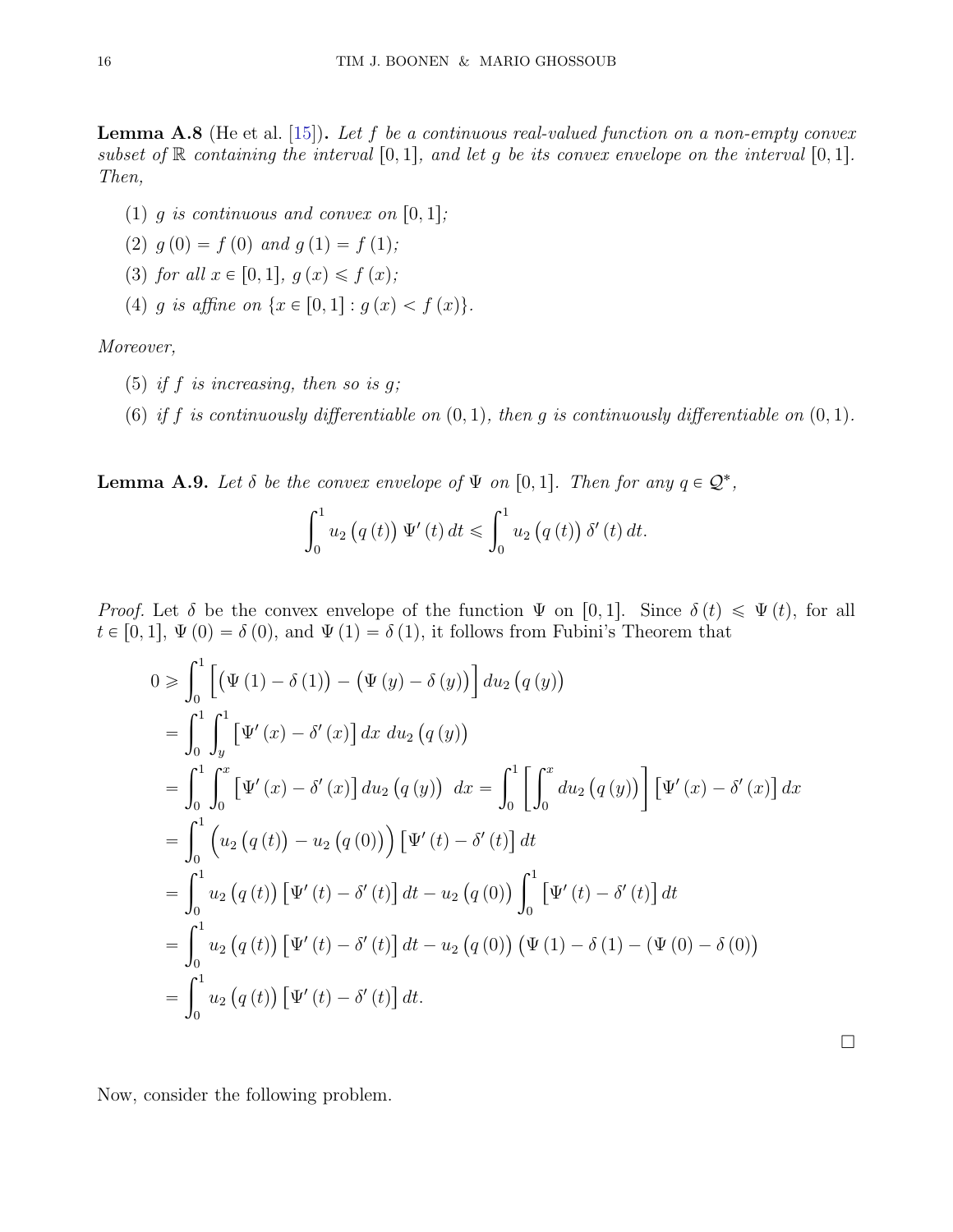**Lemma A.8** (He et al. [15])**.** *Let $f$ be a continuous real-valued function on a non-empty convex subset of $\mathbb{R}$ containing the interval $[0,1]$, and let $g$ be its convex envelope on the interval $[0,1]$. Then,*

1. *$g$ is continuous and convex on $[0,1]$;*
2. *$g(0) = f(0)$ and $g(1) = f(1)$;*
3. *for all $x \in [0,1]$, $g(x) \leqslant f(x)$;*
4. *$g$ is affine on $\{x \in [0,1] : g(x) < f(x)\}$.*

*Moreover,*

5. *if $f$ is increasing, then so is $g$;*
6. *if $f$ is continuously differentiable on $(0,1)$, then $g$ is continuously differentiable on $(0,1)$.*

**Lemma A.9.** *Let $\delta$ be the convex envelope of $\Psi$ on $[0,1]$. Then for any $q \in \mathcal{Q}^*$,*

$$\int_0^1 u_2\big(q(t)\big)\,\Psi'(t)\,dt \leqslant \int_0^1 u_2\big(q(t)\big)\,\delta'(t)\,dt.$$

*Proof.* Let $\delta$ be the convex envelope of the function $\Psi$ on $[0,1]$. Since $\delta(t) \leqslant \Psi(t)$, for all $t \in [0,1]$, $\Psi(0) = \delta(0)$, and $\Psi(1) = \delta(1)$, it follows from Fubini's Theorem that

$$\begin{aligned}
0 &\geqslant \int_0^1 \Big[\big(\Psi(1) - \delta(1)\big) - \big(\Psi(y) - \delta(y)\big)\Big]\, du_2\big(q(y)\big) \\
&= \int_0^1 \int_y^1 \big[\Psi'(x) - \delta'(x)\big]\, dx\; du_2\big(q(y)\big) \\
&= \int_0^1 \int_0^x \big[\Psi'(x) - \delta'(x)\big]\, du_2\big(q(y)\big)\;\; dx = \int_0^1 \left[\int_0^x du_2\big(q(y)\big)\right] \big[\Psi'(x) - \delta'(x)\big]\, dx \\
&= \int_0^1 \Big(u_2\big(q(t)\big) - u_2\big(q(0)\big)\Big) \big[\Psi'(t) - \delta'(t)\big]\, dt \\
&= \int_0^1 u_2\big(q(t)\big) \big[\Psi'(t) - \delta'(t)\big]\, dt - u_2\big(q(0)\big) \int_0^1 \big[\Psi'(t) - \delta'(t)\big]\, dt \\
&= \int_0^1 u_2\big(q(t)\big) \big[\Psi'(t) - \delta'(t)\big]\, dt - u_2\big(q(0)\big)\big(\Psi(1) - \delta(1) - (\Psi(0) - \delta(0)\big) \\
&= \int_0^1 u_2\big(q(t)\big) \big[\Psi'(t) - \delta'(t)\big]\, dt.
\end{aligned}$$

□

Now, consider the following problem.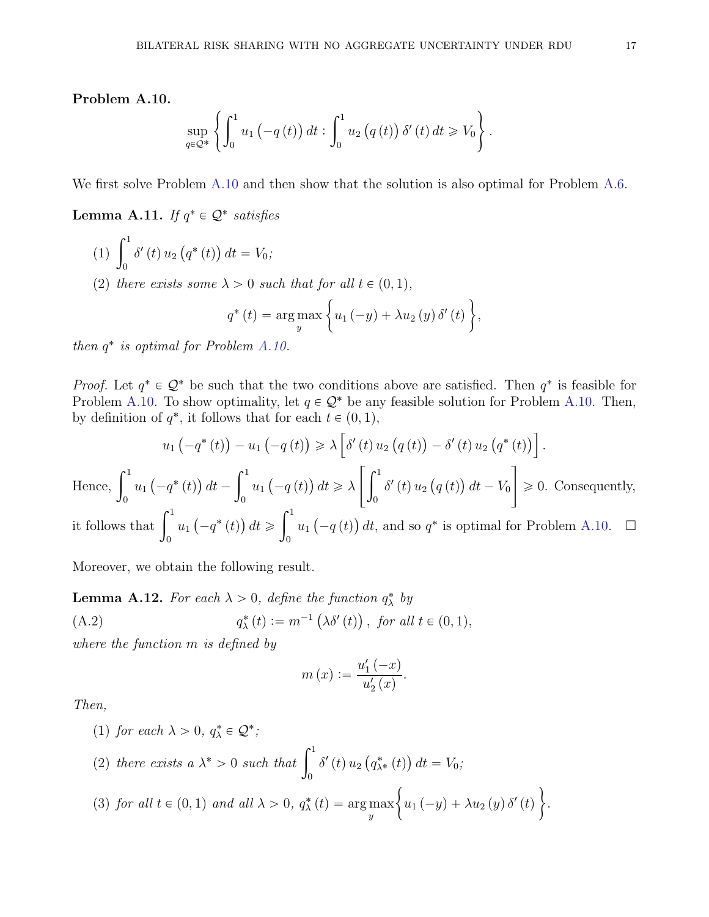**Problem A.10.**

$$\sup_{q \in \mathcal{Q}^*} \left\{ \int_0^1 u_1\big(-q(t)\big)\, dt : \int_0^1 u_2\big(q(t)\big)\, \delta'(t)\, dt \geqslant V_0 \right\}.$$

We first solve Problem A.10 and then show that the solution is also optimal for Problem A.6.

**Lemma A.11.** *If $q^* \in \mathcal{Q}^*$ satisfies*

1. $\displaystyle\int_0^1 \delta'(t)\, u_2\big(q^*(t)\big)\, dt = V_0$*;*
2. *there exists some $\lambda > 0$ such that for all $t \in (0,1)$,*
$$q^*(t) = \arg\max_y \left\{ u_1(-y) + \lambda u_2(y)\, \delta'(t) \right\},$$

*then $q^*$ is optimal for Problem A.10.*

*Proof.* Let $q^* \in \mathcal{Q}^*$ be such that the two conditions above are satisfied. Then $q^*$ is feasible for Problem A.10. To show optimality, let $q \in \mathcal{Q}^*$ be any feasible solution for Problem A.10. Then, by definition of $q^*$, it follows that for each $t \in (0,1)$,

$$u_1\big(-q^*(t)\big) - u_1\big(-q(t)\big) \geqslant \lambda \Big[ \delta'(t)\, u_2\big(q(t)\big) - \delta'(t)\, u_2\big(q^*(t)\big) \Big].$$

Hence, $\displaystyle\int_0^1 u_1\big(-q^*(t)\big)\, dt - \int_0^1 u_1\big(-q(t)\big)\, dt \geqslant \lambda \left[ \int_0^1 \delta'(t)\, u_2\big(q(t)\big)\, dt - V_0 \right] \geqslant 0$. Consequently, it follows that $\displaystyle\int_0^1 u_1\big(-q^*(t)\big)\, dt \geqslant \int_0^1 u_1\big(-q(t)\big)\, dt$, and so $q^*$ is optimal for Problem A.10. $\square$

Moreover, we obtain the following result.

**Lemma A.12.** *For each $\lambda > 0$, define the function $q^*_\lambda$ by*

$$q^*_\lambda(t) := m^{-1}\big(\lambda \delta'(t)\big), \text{ for all } t \in (0,1), \tag{A.2}$$

*where the function $m$ is defined by*

$$m(x) := \frac{u_1'(-x)}{u_2'(x)}.$$

*Then,*

1. *for each $\lambda > 0$, $q^*_\lambda \in \mathcal{Q}^*$;*
2. *there exists a $\lambda^* > 0$ such that $\displaystyle\int_0^1 \delta'(t)\, u_2\big(q^*_{\lambda^*}(t)\big)\, dt = V_0$;*
3. *for all $t \in (0,1)$ and all $\lambda > 0$, $q^*_\lambda(t) = \arg\max_y \left\{ u_1(-y) + \lambda u_2(y)\, \delta'(t) \right\}$.*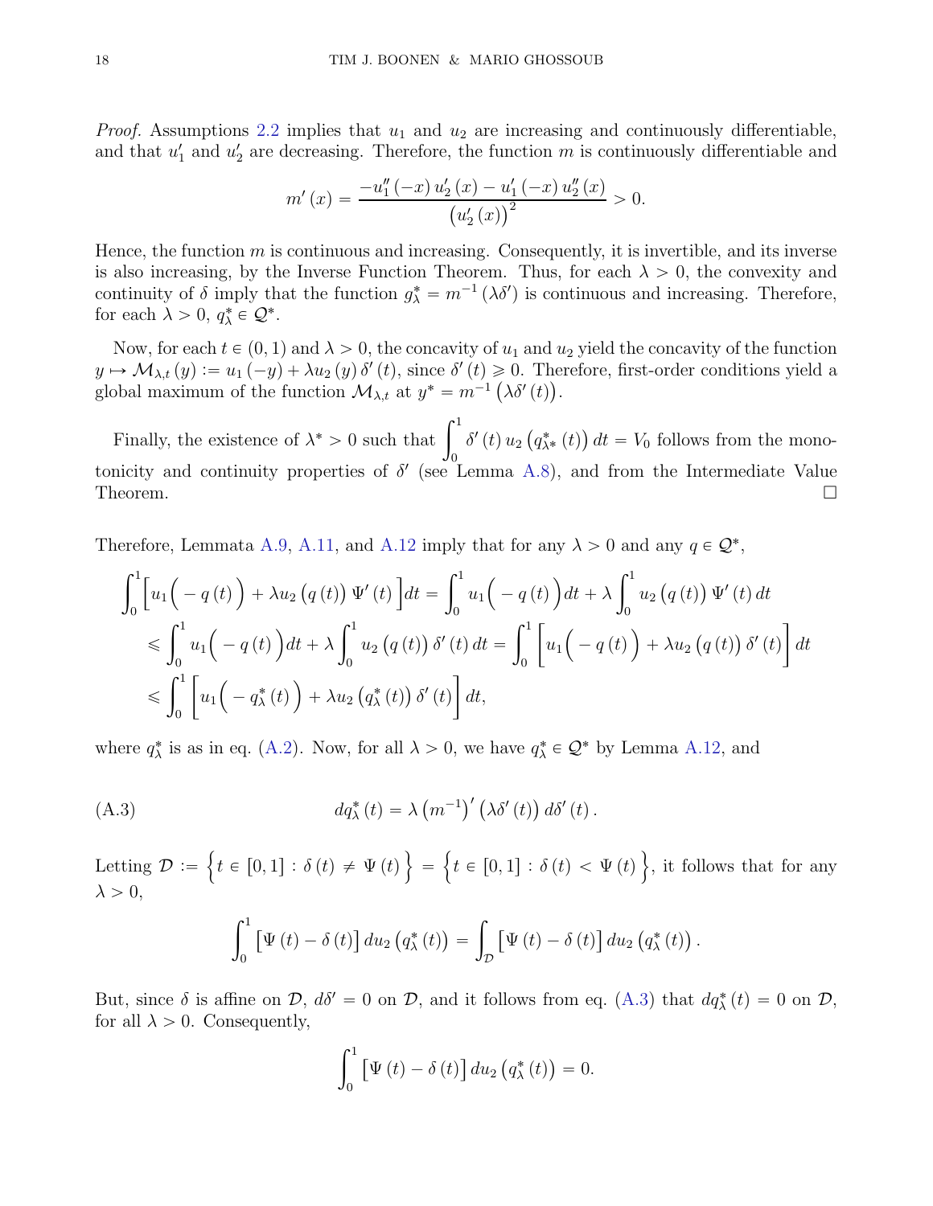*Proof.* Assumptions 2.2 implies that $u_1$ and $u_2$ are increasing and continuously differentiable, and that $u_1'$ and $u_2'$ are decreasing. Therefore, the function $m$ is continuously differentiable and

$$m'(x) = \frac{-u_1''(-x)\, u_2'(x) - u_1'(-x)\, u_2''(x)}{\left(u_2'(x)\right)^2} > 0.$$

Hence, the function $m$ is continuous and increasing. Consequently, it is invertible, and its inverse is also increasing, by the Inverse Function Theorem. Thus, for each $\lambda > 0$, the convexity and continuity of $\delta$ imply that the function $g_\lambda^* = m^{-1}(\lambda\delta')$ is continuous and increasing. Therefore, for each $\lambda > 0$, $q_\lambda^* \in \mathcal{Q}^*$.

Now, for each $t \in (0,1)$ and $\lambda > 0$, the concavity of $u_1$ and $u_2$ yield the concavity of the function $y \mapsto \mathcal{M}_{\lambda,t}(y) := u_1(-y) + \lambda u_2(y)\, \delta'(t)$, since $\delta'(t) \geqslant 0$. Therefore, first-order conditions yield a global maximum of the function $\mathcal{M}_{\lambda,t}$ at $y^* = m^{-1}\left(\lambda\delta'(t)\right)$.

Finally, the existence of $\lambda^* > 0$ such that $\displaystyle\int_0^1 \delta'(t)\, u_2\left(q_{\lambda^*}^*(t)\right) dt = V_0$ follows from the monotonicity and continuity properties of $\delta'$ (see Lemma A.8), and from the Intermediate Value Theorem. $\square$

Therefore, Lemmata A.9, A.11, and A.12 imply that for any $\lambda > 0$ and any $q \in \mathcal{Q}^*$,

$$\begin{aligned}
\int_0^1 \Big[ u_1\Big(-q(t)\Big) + \lambda u_2\left(q(t)\right) \Psi'(t) \Big] dt &= \int_0^1 u_1\Big(-q(t)\Big) dt + \lambda \int_0^1 u_2\left(q(t)\right) \Psi'(t)\, dt \\
&\leqslant \int_0^1 u_1\Big(-q(t)\Big) dt + \lambda \int_0^1 u_2\left(q(t)\right) \delta'(t)\, dt = \int_0^1 \left[ u_1\Big(-q(t)\Big) + \lambda u_2\left(q(t)\right) \delta'(t) \right] dt \\
&\leqslant \int_0^1 \left[ u_1\Big(-q_\lambda^*(t)\Big) + \lambda u_2\left(q_\lambda^*(t)\right) \delta'(t) \right] dt,
\end{aligned}$$

where $q_\lambda^*$ is as in eq. (A.2). Now, for all $\lambda > 0$, we have $q_\lambda^* \in \mathcal{Q}^*$ by Lemma A.12, and

$$dq_\lambda^*(t) = \lambda \left(m^{-1}\right)'\left(\lambda\delta'(t)\right) d\delta'(t). \tag{A.3}$$

Letting $\mathcal{D} := \Big\{ t \in [0,1] : \delta(t) \neq \Psi(t) \Big\} = \Big\{ t \in [0,1] : \delta(t) < \Psi(t) \Big\}$, it follows that for any $\lambda > 0$,

$$\int_0^1 \left[\Psi(t) - \delta(t)\right] du_2\left(q_\lambda^*(t)\right) = \int_{\mathcal{D}} \left[\Psi(t) - \delta(t)\right] du_2\left(q_\lambda^*(t)\right).$$

But, since $\delta$ is affine on $\mathcal{D}$, $d\delta' = 0$ on $\mathcal{D}$, and it follows from eq. (A.3) that $dq_\lambda^*(t) = 0$ on $\mathcal{D}$, for all $\lambda > 0$. Consequently,

$$\int_0^1 \left[\Psi(t) - \delta(t)\right] du_2\left(q_\lambda^*(t)\right) = 0.$$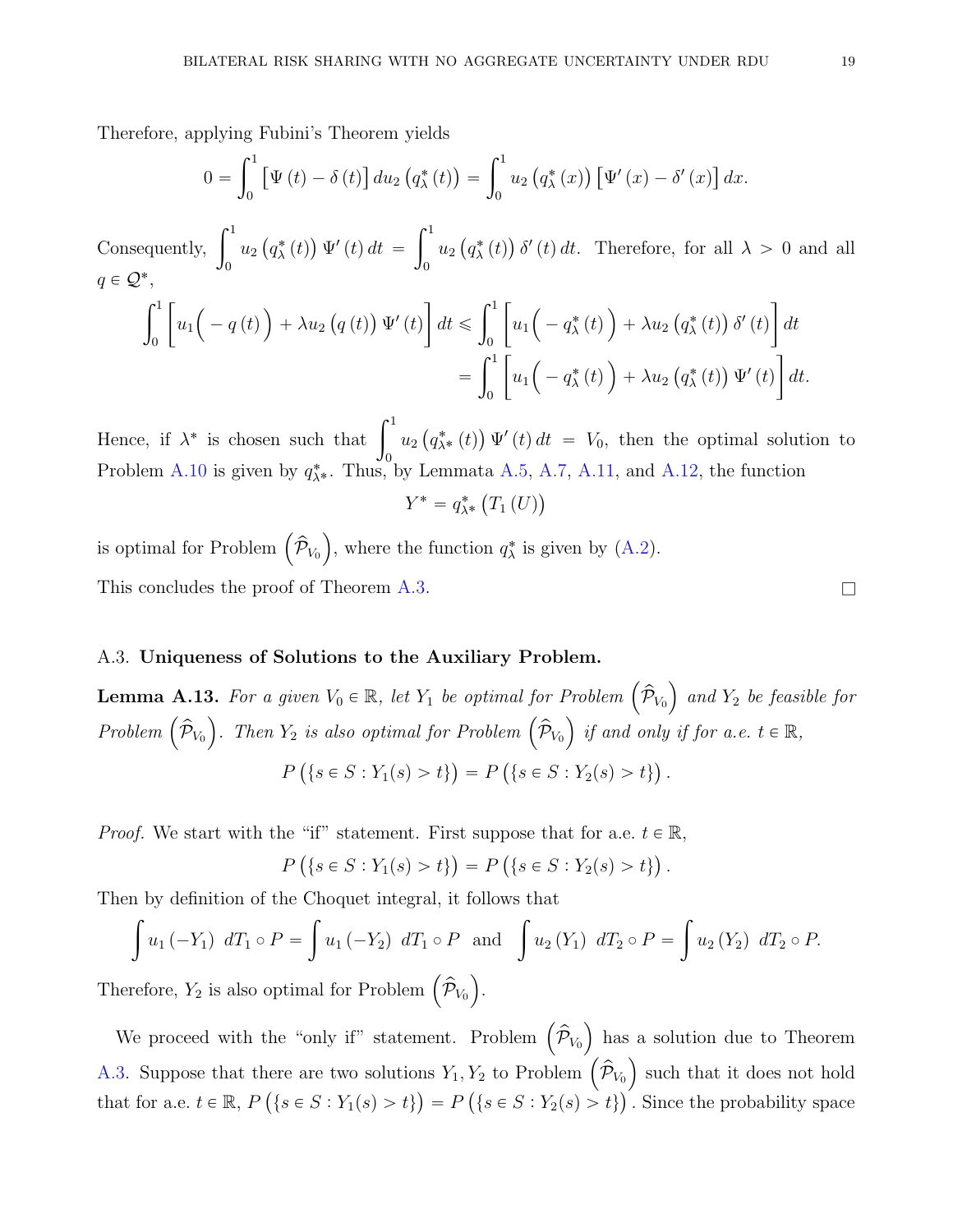Therefore, applying Fubini's Theorem yields

$$0 = \int_0^1 \Big[\Psi(t) - \delta(t)\Big]\, du_2\big(q^*_\lambda(t)\big) = \int_0^1 u_2\big(q^*_\lambda(x)\big)\Big[\Psi'(x) - \delta'(x)\Big]\,dx.$$

Consequently, $\int_0^1 u_2\big(q^*_\lambda(t)\big)\,\Psi'(t)\,dt = \int_0^1 u_2\big(q^*_\lambda(t)\big)\,\delta'(t)\,dt$. Therefore, for all $\lambda > 0$ and all $q \in \mathcal{Q}^*$,

$$\begin{aligned}
\int_0^1 \Big[u_1\Big(-q(t)\Big) + \lambda u_2\big(q(t)\big)\,\Psi'(t)\Big]\,dt &\leqslant \int_0^1 \Big[u_1\Big(-q^*_\lambda(t)\Big) + \lambda u_2\big(q^*_\lambda(t)\big)\,\delta'(t)\Big]\,dt \\
&= \int_0^1 \Big[u_1\Big(-q^*_\lambda(t)\Big) + \lambda u_2\big(q^*_\lambda(t)\big)\,\Psi'(t)\Big]\,dt.
\end{aligned}$$

Hence, if $\lambda^*$ is chosen such that $\int_0^1 u_2\big(q^*_{\lambda^*}(t)\big)\,\Psi'(t)\,dt = V_0$, then the optimal solution to Problem A.10 is given by $q^*_{\lambda^*}$. Thus, by Lemmata A.5, A.7, A.11, and A.12, the function

$$Y^* = q^*_{\lambda^*}\big(T_1(U)\big)$$

is optimal for Problem $\Big(\widehat{\mathcal{P}}_{V_0}\Big)$, where the function $q^*_\lambda$ is given by (A.2).

This concludes the proof of Theorem A.3. $\square$

### A.3. Uniqueness of Solutions to the Auxiliary Problem.

**Lemma A.13.** *For a given $V_0 \in \mathbb{R}$, let $Y_1$ be optimal for Problem $\Big(\widehat{\mathcal{P}}_{V_0}\Big)$ and $Y_2$ be feasible for Problem $\Big(\widehat{\mathcal{P}}_{V_0}\Big)$. Then $Y_2$ is also optimal for Problem $\Big(\widehat{\mathcal{P}}_{V_0}\Big)$ if and only if for a.e. $t \in \mathbb{R}$,*

$$P\big(\{s \in S : Y_1(s) > t\}\big) = P\big(\{s \in S : Y_2(s) > t\}\big).$$

*Proof.* We start with the "if" statement. First suppose that for a.e. $t \in \mathbb{R}$,

$$P\big(\{s \in S : Y_1(s) > t\}\big) = P\big(\{s \in S : Y_2(s) > t\}\big).$$

Then by definition of the Choquet integral, it follows that

$$\int u_1(-Y_1)\; dT_1 \circ P = \int u_1(-Y_2)\; dT_1 \circ P \;\text{ and }\; \int u_2(Y_1)\; dT_2 \circ P = \int u_2(Y_2)\; dT_2 \circ P.$$

Therefore, $Y_2$ is also optimal for Problem $\Big(\widehat{\mathcal{P}}_{V_0}\Big)$.

We proceed with the "only if" statement. Problem $\Big(\widehat{\mathcal{P}}_{V_0}\Big)$ has a solution due to Theorem A.3. Suppose that there are two solutions $Y_1, Y_2$ to Problem $\Big(\widehat{\mathcal{P}}_{V_0}\Big)$ such that it does not hold that for a.e. $t \in \mathbb{R}$, $P\big(\{s \in S : Y_1(s) > t\}\big) = P\big(\{s \in S : Y_2(s) > t\}\big)$. Since the probability space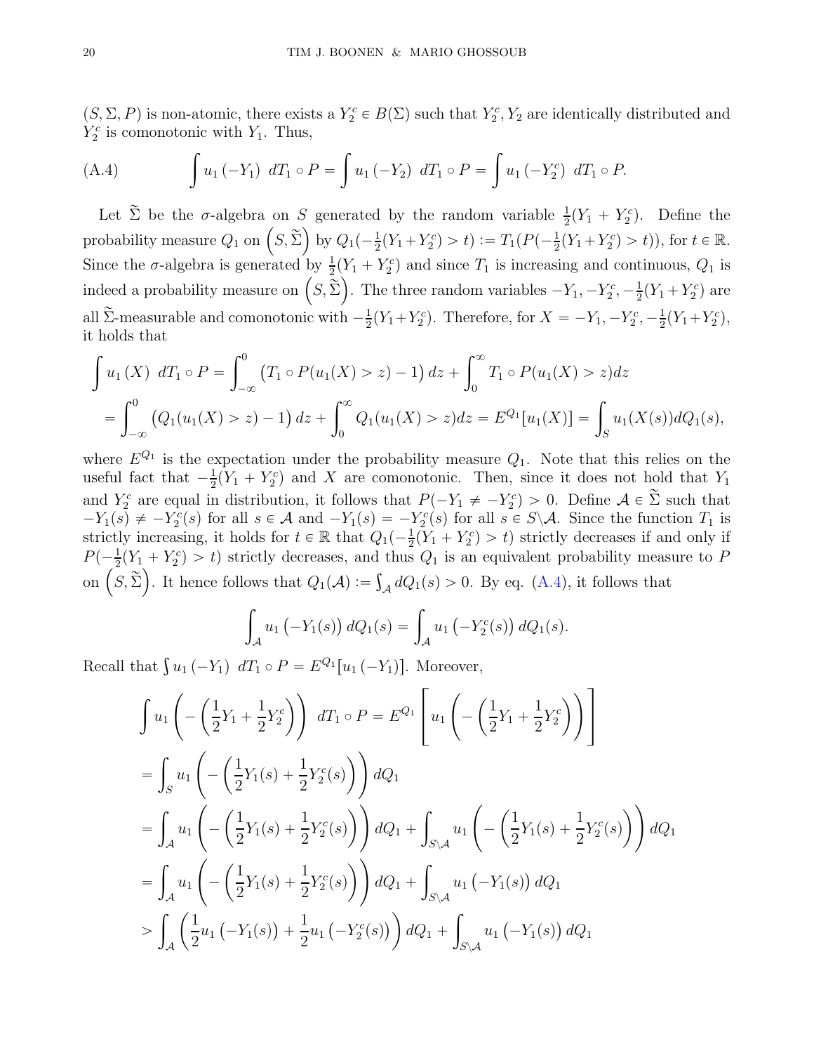$(S, \Sigma, P)$ is non-atomic, there exists a $Y_2^c \in B(\Sigma)$ such that $Y_2^c, Y_2$ are identically distributed and $Y_2^c$ is comonotonic with $Y_1$. Thus,

$$\int u_1(-Y_1)\ dT_1 \circ P = \int u_1(-Y_2)\ dT_1 \circ P = \int u_1(-Y_2^c)\ dT_1 \circ P. \tag{A.4}$$

Let $\widetilde{\Sigma}$ be the $\sigma$-algebra on $S$ generated by the random variable $\frac{1}{2}(Y_1 + Y_2^c)$. Define the probability measure $Q_1$ on $\left(S, \widetilde{\Sigma}\right)$ by $Q_1(-\frac{1}{2}(Y_1+Y_2^c) > t) := T_1(P(-\frac{1}{2}(Y_1+Y_2^c) > t))$, for $t \in \mathbb{R}$. Since the $\sigma$-algebra is generated by $\frac{1}{2}(Y_1 + Y_2^c)$ and since $T_1$ is increasing and continuous, $Q_1$ is indeed a probability measure on $\left(S, \widetilde{\Sigma}\right)$. The three random variables $-Y_1, -Y_2^c, -\frac{1}{2}(Y_1+Y_2^c)$ are all $\widetilde{\Sigma}$-measurable and comonotonic with $-\frac{1}{2}(Y_1+Y_2^c)$. Therefore, for $X = -Y_1, -Y_2^c, -\frac{1}{2}(Y_1+Y_2^c)$, it holds that

$$\begin{aligned}
\int u_1(X)\ dT_1 \circ P &= \int_{-\infty}^{0} \big(T_1 \circ P(u_1(X) > z) - 1\big)\, dz + \int_0^\infty T_1 \circ P(u_1(X) > z) dz \\
&= \int_{-\infty}^{0} \big(Q_1(u_1(X) > z) - 1\big)\, dz + \int_0^\infty Q_1(u_1(X) > z) dz = E^{Q_1}[u_1(X)] = \int_S u_1(X(s)) dQ_1(s),
\end{aligned}$$

where $E^{Q_1}$ is the expectation under the probability measure $Q_1$. Note that this relies on the useful fact that $-\frac{1}{2}(Y_1 + Y_2^c)$ and $X$ are comonotonic. Then, since it does not hold that $Y_1$ and $Y_2^c$ are equal in distribution, it follows that $P(-Y_1 \neq -Y_2^c) > 0$. Define $\mathcal{A} \in \widetilde{\Sigma}$ such that $-Y_1(s) \neq -Y_2^c(s)$ for all $s \in \mathcal{A}$ and $-Y_1(s) = -Y_2^c(s)$ for all $s \in S\backslash\mathcal{A}$. Since the function $T_1$ is strictly increasing, it holds for $t \in \mathbb{R}$ that $Q_1(-\frac{1}{2}(Y_1 + Y_2^c) > t)$ strictly decreases if and only if $P(-\frac{1}{2}(Y_1 + Y_2^c) > t)$ strictly decreases, and thus $Q_1$ is an equivalent probability measure to $P$ on $\left(S, \widetilde{\Sigma}\right)$. It hence follows that $Q_1(\mathcal{A}) := \int_{\mathcal{A}} dQ_1(s) > 0$. By eq. (A.4), it follows that

$$\int_{\mathcal{A}} u_1\big(-Y_1(s)\big)\, dQ_1(s) = \int_{\mathcal{A}} u_1\big(-Y_2^c(s)\big)\, dQ_1(s).$$

Recall that $\int u_1(-Y_1)\ dT_1 \circ P = E^{Q_1}[u_1(-Y_1)]$. Moreover,

$$\begin{aligned}
&\int u_1\left(-\left(\frac{1}{2}Y_1 + \frac{1}{2}Y_2^c\right)\right)\ dT_1 \circ P = E^{Q_1}\left[u_1\left(-\left(\frac{1}{2}Y_1 + \frac{1}{2}Y_2^c\right)\right)\right] \\
&= \int_S u_1\left(-\left(\frac{1}{2}Y_1(s) + \frac{1}{2}Y_2^c(s)\right)\right) dQ_1 \\
&= \int_{\mathcal{A}} u_1\left(-\left(\frac{1}{2}Y_1(s) + \frac{1}{2}Y_2^c(s)\right)\right) dQ_1 + \int_{S\backslash\mathcal{A}} u_1\left(-\left(\frac{1}{2}Y_1(s) + \frac{1}{2}Y_2^c(s)\right)\right) dQ_1 \\
&= \int_{\mathcal{A}} u_1\left(-\left(\frac{1}{2}Y_1(s) + \frac{1}{2}Y_2^c(s)\right)\right) dQ_1 + \int_{S\backslash\mathcal{A}} u_1\big(-Y_1(s)\big)\, dQ_1 \\
&> \int_{\mathcal{A}} \left(\frac{1}{2}u_1\big(-Y_1(s)\big) + \frac{1}{2}u_1\big(-Y_2^c(s)\big)\right) dQ_1 + \int_{S\backslash\mathcal{A}} u_1\big(-Y_1(s)\big)\, dQ_1
\end{aligned}$$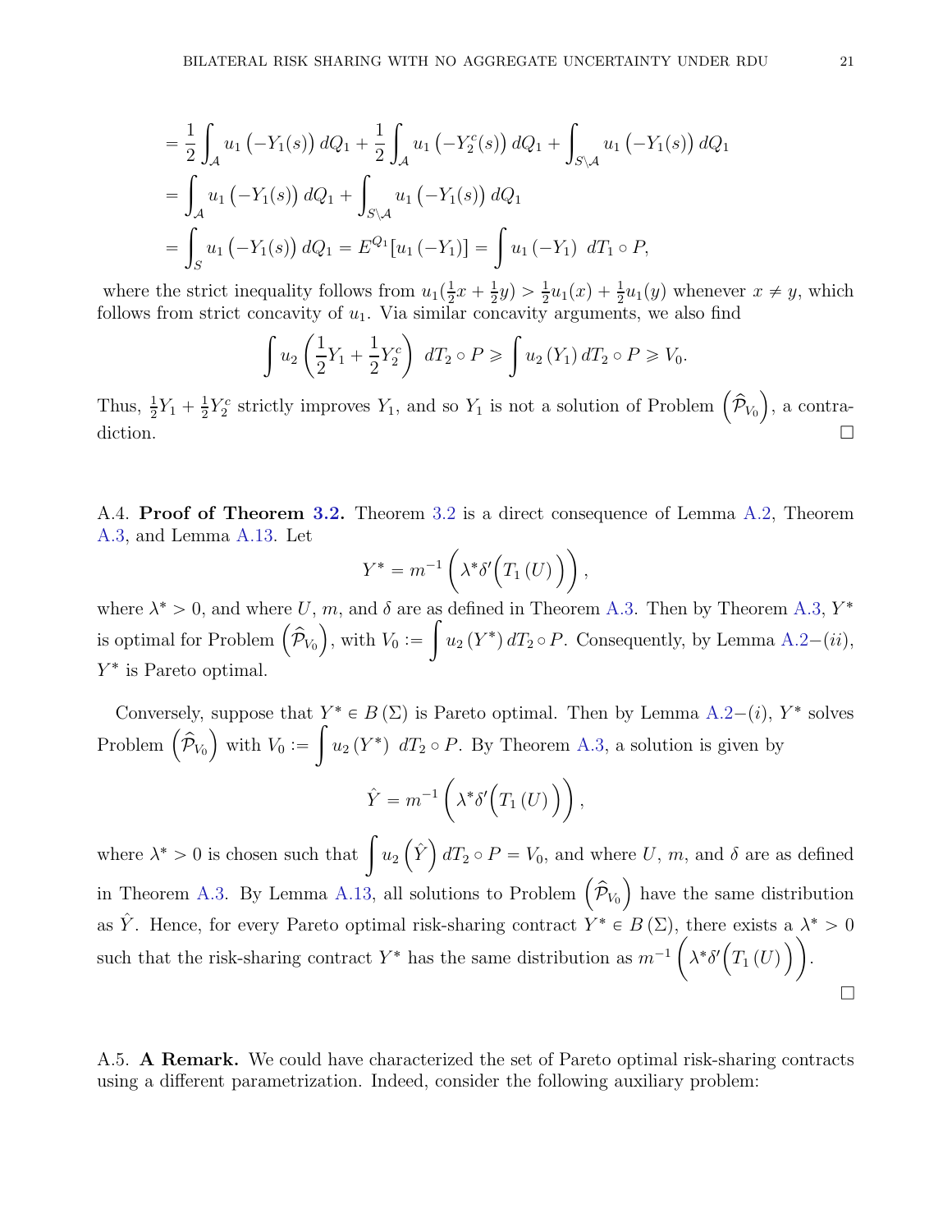$$
\begin{aligned}
&= \frac{1}{2}\int_{\mathcal{A}} u_1\left(-Y_1(s)\right) dQ_1 + \frac{1}{2}\int_{\mathcal{A}} u_1\left(-Y_2^c(s)\right) dQ_1 + \int_{S\setminus\mathcal{A}} u_1\left(-Y_1(s)\right) dQ_1 \\
&= \int_{\mathcal{A}} u_1\left(-Y_1(s)\right) dQ_1 + \int_{S\setminus\mathcal{A}} u_1\left(-Y_1(s)\right) dQ_1 \\
&= \int_{S} u_1\left(-Y_1(s)\right) dQ_1 = E^{Q_1}[u_1\left(-Y_1\right)] = \int u_1\left(-Y_1\right)\ dT_1 \circ P,
\end{aligned}
$$

where the strict inequality follows from $u_1(\frac{1}{2}x + \frac{1}{2}y) > \frac{1}{2}u_1(x) + \frac{1}{2}u_1(y)$ whenever $x \neq y$, which follows from strict concavity of $u_1$. Via similar concavity arguments, we also find

$$
\int u_2\left(\frac{1}{2}Y_1 + \frac{1}{2}Y_2^c\right)\ dT_2 \circ P \geqslant \int u_2\left(Y_1\right) dT_2 \circ P \geqslant V_0.
$$

Thus, $\frac{1}{2}Y_1 + \frac{1}{2}Y_2^c$ strictly improves $Y_1$, and so $Y_1$ is not a solution of Problem $\left(\widehat{\mathcal{P}}_{V_0}\right)$, a contradiction. $\square$

A.4. **Proof of Theorem 3.2.** Theorem 3.2 is a direct consequence of Lemma A.2, Theorem A.3, and Lemma A.13. Let

$$
Y^* = m^{-1}\left(\lambda^* \delta'\Big(T_1\left(U\right)\Big)\right),
$$

where $\lambda^* > 0$, and where $U$, $m$, and $\delta$ are as defined in Theorem A.3. Then by Theorem A.3, $Y^*$ is optimal for Problem $\left(\widehat{\mathcal{P}}_{V_0}\right)$, with $V_0 := \int u_2\left(Y^*\right) dT_2 \circ P$. Consequently, by Lemma A.2$-(ii)$, $Y^*$ is Pareto optimal.

Conversely, suppose that $Y^* \in B\left(\Sigma\right)$ is Pareto optimal. Then by Lemma A.2$-(i)$, $Y^*$ solves Problem $\left(\widehat{\mathcal{P}}_{V_0}\right)$ with $V_0 := \int u_2\left(Y^*\right)\ dT_2 \circ P$. By Theorem A.3, a solution is given by

$$
\hat{Y} = m^{-1}\left(\lambda^* \delta'\Big(T_1\left(U\right)\Big)\right),
$$

where $\lambda^* > 0$ is chosen such that $\int u_2\left(\hat{Y}\right) dT_2 \circ P = V_0$, and where $U$, $m$, and $\delta$ are as defined in Theorem A.3. By Lemma A.13, all solutions to Problem $\left(\widehat{\mathcal{P}}_{V_0}\right)$ have the same distribution as $\hat{Y}$. Hence, for every Pareto optimal risk-sharing contract $Y^* \in B\left(\Sigma\right)$, there exists a $\lambda^* > 0$ such that the risk-sharing contract $Y^*$ has the same distribution as $m^{-1}\left(\lambda^* \delta'\Big(T_1\left(U\right)\Big)\right)$. $\square$

A.5. **A Remark.** We could have characterized the set of Pareto optimal risk-sharing contracts using a different parametrization. Indeed, consider the following auxiliary problem: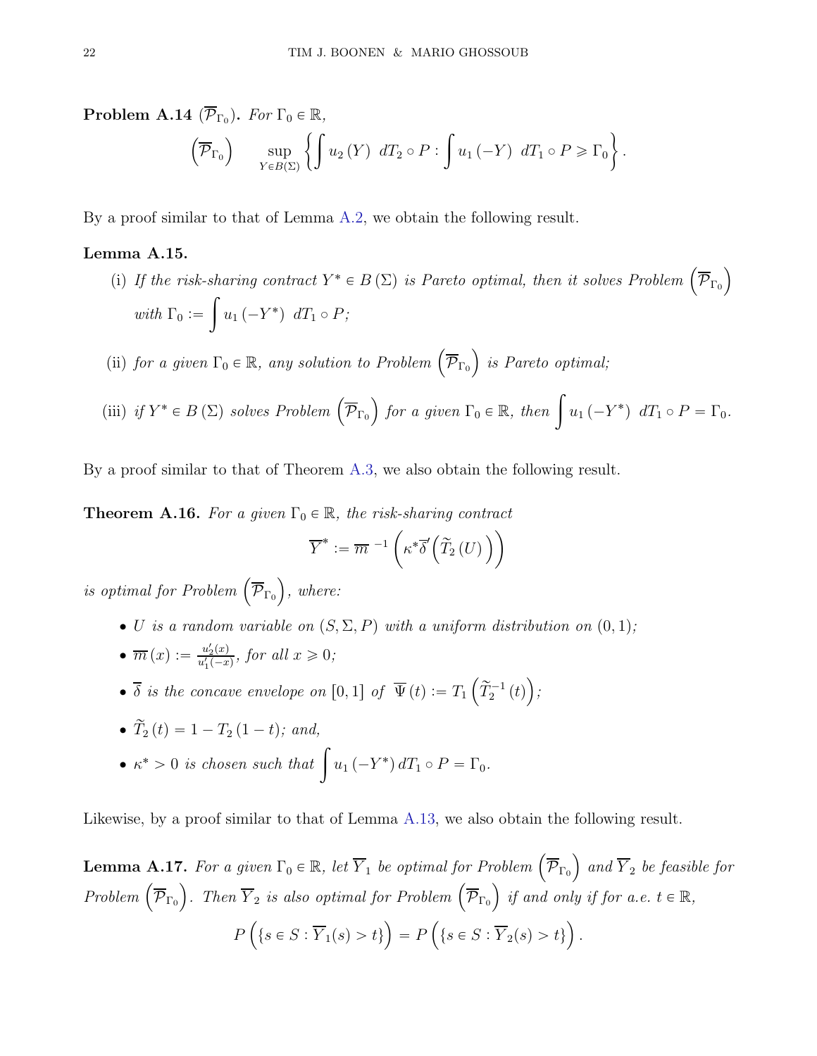**Problem A.14** ($\overline{\mathcal{P}}_{\Gamma_0}$)**.** *For $\Gamma_0 \in \mathbb{R}$,*

$$\left(\overline{\mathcal{P}}_{\Gamma_0}\right) \qquad \sup_{Y \in B(\Sigma)} \left\{ \int u_2\left(Y\right)\ dT_2 \circ P : \int u_1\left(-Y\right)\ dT_1 \circ P \geqslant \Gamma_0 \right\}.$$

By a proof similar to that of Lemma A.2, we obtain the following result.

**Lemma A.15.**

(i) *If the risk-sharing contract $Y^* \in B\left(\Sigma\right)$ is Pareto optimal, then it solves Problem $\left(\overline{\mathcal{P}}_{\Gamma_0}\right)$ with $\Gamma_0 := \displaystyle\int u_1\left(-Y^*\right)\ dT_1 \circ P$;*

(ii) *for a given $\Gamma_0 \in \mathbb{R}$, any solution to Problem $\left(\overline{\mathcal{P}}_{\Gamma_0}\right)$ is Pareto optimal;*

(iii) *if $Y^* \in B\left(\Sigma\right)$ solves Problem $\left(\overline{\mathcal{P}}_{\Gamma_0}\right)$ for a given $\Gamma_0 \in \mathbb{R}$, then $\displaystyle\int u_1\left(-Y^*\right)\ dT_1 \circ P = \Gamma_0$.*

By a proof similar to that of Theorem A.3, we also obtain the following result.

**Theorem A.16.** *For a given $\Gamma_0 \in \mathbb{R}$, the risk-sharing contract*

$$\overline{Y}^* := \overline{m}^{\ -1}\left(\kappa^* \overline{\delta}'\left(\widetilde{T}_2\left(U\right)\right)\right)$$

*is optimal for Problem $\left(\overline{\mathcal{P}}_{\Gamma_0}\right)$, where:*

- *$U$ is a random variable on $(S, \Sigma, P)$ with a uniform distribution on $(0,1)$;*
- *$\overline{m}\left(x\right) := \frac{u_2'(x)}{u_1'(-x)}$, for all $x \geqslant 0$;*
- *$\overline{\delta}$ is the concave envelope on $[0,1]$ of $\overline{\Psi}\left(t\right) := T_1\left(\widetilde{T}_2^{-1}\left(t\right)\right)$;*
- *$\widetilde{T}_2\left(t\right) = 1 - T_2\left(1-t\right)$; and,*
- *$\kappa^* > 0$ is chosen such that $\displaystyle\int u_1\left(-Y^*\right) dT_1 \circ P = \Gamma_0$.*

Likewise, by a proof similar to that of Lemma A.13, we also obtain the following result.

**Lemma A.17.** *For a given $\Gamma_0 \in \mathbb{R}$, let $\overline{Y}_1$ be optimal for Problem $\left(\overline{\mathcal{P}}_{\Gamma_0}\right)$ and $\overline{Y}_2$ be feasible for Problem $\left(\overline{\mathcal{P}}_{\Gamma_0}\right)$. Then $\overline{Y}_2$ is also optimal for Problem $\left(\overline{\mathcal{P}}_{\Gamma_0}\right)$ if and only if for a.e. $t \in \mathbb{R}$,*

$$P\left(\{s \in S : \overline{Y}_1(s) > t\}\right) = P\left(\{s \in S : \overline{Y}_2(s) > t\}\right).$$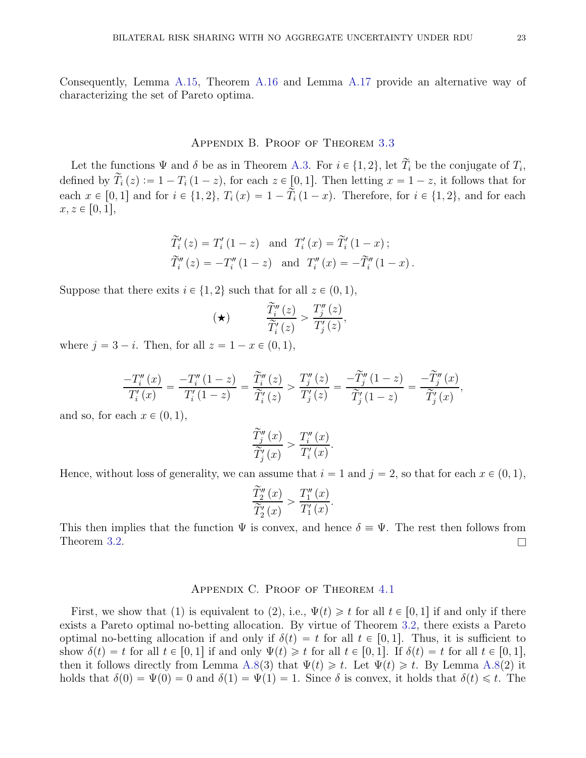Consequently, Lemma A.15, Theorem A.16 and Lemma A.17 provide an alternative way of characterizing the set of Pareto optima.

## Appendix B. Proof of Theorem 3.3

Let the functions $\Psi$ and $\delta$ be as in Theorem A.3. For $i \in \{1,2\}$, let $\widetilde{T}_i$ be the conjugate of $T_i$, defined by $\widetilde{T}_i(z) := 1 - T_i(1-z)$, for each $z \in [0,1]$. Then letting $x = 1-z$, it follows that for each $x \in [0,1]$ and for $i \in \{1,2\}$, $T_i(x) = 1 - \widetilde{T}_i(1-x)$. Therefore, for $i \in \{1,2\}$, and for each $x, z \in [0,1]$,

$$
\begin{aligned}
\widetilde{T}_i'(z) = T_i'(1-z) \quad &\text{and} \quad T_i'(x) = \widetilde{T}_i'(1-x)\,; \\
\widetilde{T}_i''(z) = -T_i''(1-z) \quad &\text{and} \quad T_i''(x) = -\widetilde{T}_i''(1-x)\,.
\end{aligned}
$$

Suppose that there exits $i \in \{1,2\}$ such that for all $z \in (0,1)$,

$$
(\star) \qquad \frac{\widetilde{T}_i''(z)}{\widetilde{T}_i'(z)} > \frac{T_j''(z)}{T_j'(z)},
$$

where $j = 3-i$. Then, for all $z = 1-x \in (0,1)$,

$$
\frac{-T_i''(x)}{T_i'(x)} = \frac{-T_i''(1-z)}{T_i'(1-z)} = \frac{\widetilde{T}_i''(z)}{\widetilde{T}_i'(z)} > \frac{T_j''(z)}{T_j'(z)} = \frac{-\widetilde{T}_j''(1-z)}{\widetilde{T}_j'(1-z)} = \frac{-\widetilde{T}_j''(x)}{\widetilde{T}_j'(x)},
$$

and so, for each $x \in (0,1)$,

$$
\frac{\widetilde{T}_j''(x)}{\widetilde{T}_j'(x)} > \frac{T_i''(x)}{T_i'(x)}.
$$

Hence, without loss of generality, we can assume that $i=1$ and $j=2$, so that for each $x \in (0,1)$,

$$
\frac{\widetilde{T}_2''(x)}{\widetilde{T}_2'(x)} > \frac{T_1''(x)}{T_1'(x)}.
$$

This then implies that the function $\Psi$ is convex, and hence $\delta \equiv \Psi$. The rest then follows from Theorem 3.2. $\square$

## Appendix C. Proof of Theorem 4.1

First, we show that (1) is equivalent to (2), i.e., $\Psi(t) \geqslant t$ for all $t \in [0,1]$ if and only if there exists a Pareto optimal no-betting allocation. By virtue of Theorem 3.2, there exists a Pareto optimal no-betting allocation if and only if $\delta(t) = t$ for all $t \in [0,1]$. Thus, it is sufficient to show $\delta(t) = t$ for all $t \in [0,1]$ if and only $\Psi(t) \geqslant t$ for all $t \in [0,1]$. If $\delta(t) = t$ for all $t \in [0,1]$, then it follows directly from Lemma A.8(3) that $\Psi(t) \geqslant t$. Let $\Psi(t) \geqslant t$. By Lemma A.8(2) it holds that $\delta(0) = \Psi(0) = 0$ and $\delta(1) = \Psi(1) = 1$. Since $\delta$ is convex, it holds that $\delta(t) \leqslant t$. The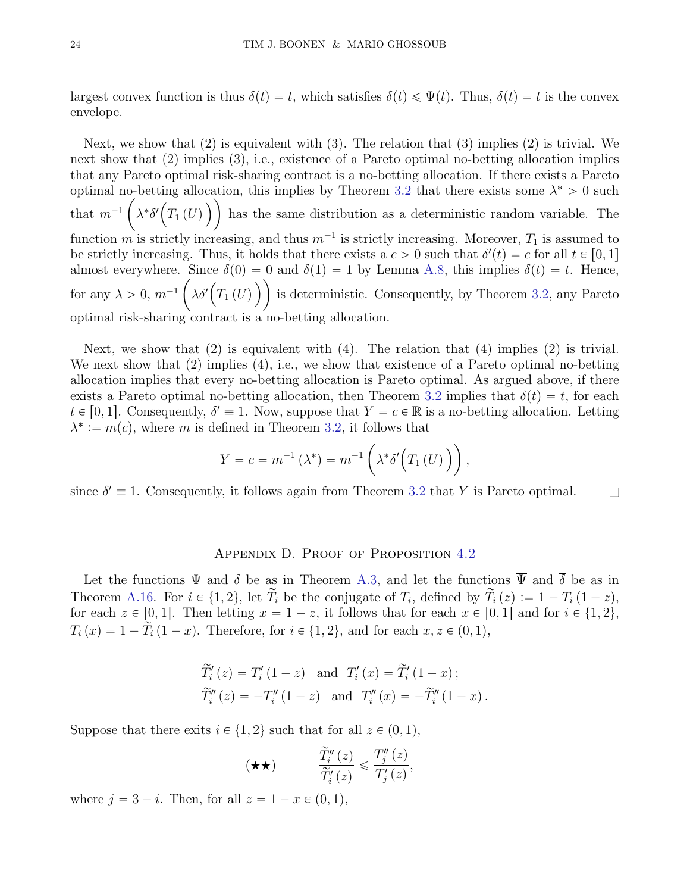largest convex function is thus $\delta(t) = t$, which satisfies $\delta(t) \leqslant \Psi(t)$. Thus, $\delta(t) = t$ is the convex envelope.

Next, we show that (2) is equivalent with (3). The relation that (3) implies (2) is trivial. We next show that (2) implies (3), i.e., existence of a Pareto optimal no-betting allocation implies that any Pareto optimal risk-sharing contract is a no-betting allocation. If there exists a Pareto optimal no-betting allocation, this implies by Theorem 3.2 that there exists some $\lambda^* > 0$ such that $m^{-1}\left(\lambda^* \delta'\Big(T_1\left(U\right)\Big)\right)$ has the same distribution as a deterministic random variable. The function $m$ is strictly increasing, and thus $m^{-1}$ is strictly increasing. Moreover, $T_1$ is assumed to be strictly increasing. Thus, it holds that there exists a $c > 0$ such that $\delta'(t) = c$ for all $t \in [0, 1]$ almost everywhere. Since $\delta(0) = 0$ and $\delta(1) = 1$ by Lemma A.8, this implies $\delta(t) = t$. Hence, for any $\lambda > 0$, $m^{-1}\left(\lambda \delta'\Big(T_1\left(U\right)\Big)\right)$ is deterministic. Consequently, by Theorem 3.2, any Pareto optimal risk-sharing contract is a no-betting allocation.

Next, we show that (2) is equivalent with (4). The relation that (4) implies (2) is trivial. We next show that (2) implies (4), i.e., we show that existence of a Pareto optimal no-betting allocation implies that every no-betting allocation is Pareto optimal. As argued above, if there exists a Pareto optimal no-betting allocation, then Theorem 3.2 implies that $\delta(t) = t$, for each $t \in [0, 1]$. Consequently, $\delta' \equiv 1$. Now, suppose that $Y = c \in \mathbb{R}$ is a no-betting allocation. Letting $\lambda^* := m(c)$, where $m$ is defined in Theorem 3.2, it follows that

$$Y = c = m^{-1}\left(\lambda^*\right) = m^{-1}\left(\lambda^* \delta'\Big(T_1\left(U\right)\Big)\right),$$

since $\delta' \equiv 1$. Consequently, it follows again from Theorem 3.2 that $Y$ is Pareto optimal. $\square$

## Appendix D. Proof of Proposition 4.2

Let the functions $\Psi$ and $\delta$ be as in Theorem A.3, and let the functions $\overline{\Psi}$ and $\overline{\delta}$ be as in Theorem A.16. For $i \in \{1, 2\}$, let $\widetilde{T}_i$ be the conjugate of $T_i$, defined by $\widetilde{T}_i\left(z\right) := 1 - T_i\left(1 - z\right)$, for each $z \in [0, 1]$. Then letting $x = 1 - z$, it follows that for each $x \in [0, 1]$ and for $i \in \{1, 2\}$, $T_i\left(x\right) = 1 - \widetilde{T}_i\left(1 - x\right)$. Therefore, for $i \in \{1, 2\}$, and for each $x, z \in (0, 1)$,

$$\widetilde{T}_i'\left(z\right) = T_i'\left(1 - z\right) \quad \text{and} \quad T_i'\left(x\right) = \widetilde{T}_i'\left(1 - x\right);$$
$$\widetilde{T}_i''\left(z\right) = -T_i''\left(1 - z\right) \quad \text{and} \quad T_i''\left(x\right) = -\widetilde{T}_i''\left(1 - x\right).$$

Suppose that there exits $i \in \{1, 2\}$ such that for all $z \in (0, 1)$,

$$(\star\star) \qquad \frac{\widetilde{T}_i''\left(z\right)}{\widetilde{T}_i'\left(z\right)} \leqslant \frac{T_j''\left(z\right)}{T_j'\left(z\right)},$$

where $j = 3 - i$. Then, for all $z = 1 - x \in (0, 1)$,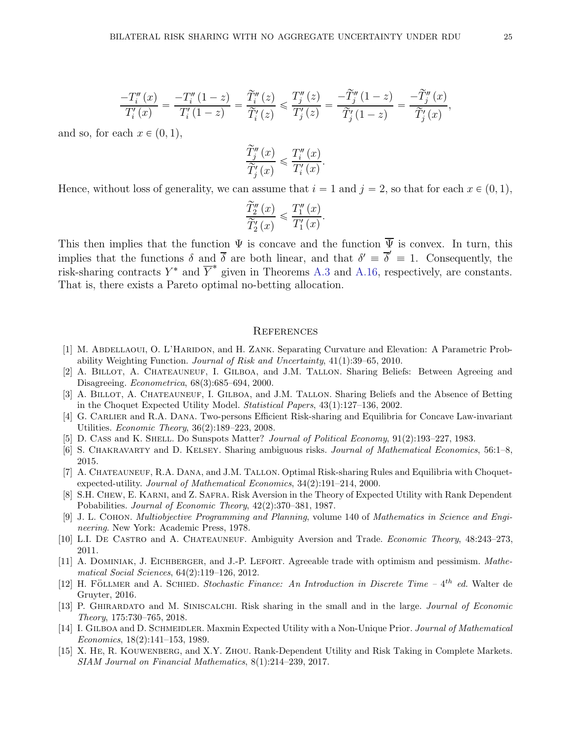$$\frac{-T_i''(x)}{T_i'(x)} = \frac{-T_i''(1-z)}{T_i'(1-z)} = \frac{\widetilde{T}_i''(z)}{\widetilde{T}_i'(z)} \leqslant \frac{T_j''(z)}{T_j'(z)} = \frac{-\widetilde{T}_j''(1-z)}{\widetilde{T}_j'(1-z)} = \frac{-\widetilde{T}_j''(x)}{\widetilde{T}_j'(x)},$$

and so, for each $x \in (0,1)$,

$$\frac{\widetilde{T}_j''(x)}{\widetilde{T}_j'(x)} \leqslant \frac{T_i''(x)}{T_i'(x)}.$$

Hence, without loss of generality, we can assume that $i = 1$ and $j = 2$, so that for each $x \in (0,1)$,

$$\frac{\widetilde{T}_2''(x)}{\widetilde{T}_2'(x)} \leqslant \frac{T_1''(x)}{T_1'(x)}.$$

This then implies that the function $\Psi$ is concave and the function $\overline{\Psi}$ is convex. In turn, this implies that the functions $\delta$ and $\overline{\delta}$ are both linear, and that $\delta' \equiv \overline{\delta}' \equiv 1$. Consequently, the risk-sharing contracts $Y^*$ and $\overline{Y}^*$ given in Theorems A.3 and A.16, respectively, are constants. That is, there exists a Pareto optimal no-betting allocation.

## References

[1] M. Abdellaoui, O. L'Haridon, and H. Zank. Separating Curvature and Elevation: A Parametric Probability Weighting Function. *Journal of Risk and Uncertainty*, 41(1):39–65, 2010.

[2] A. Billot, A. Chateauneuf, I. Gilboa, and J.M. Tallon. Sharing Beliefs: Between Agreeing and Disagreeing. *Econometrica*, 68(3):685–694, 2000.

[3] A. Billot, A. Chateauneuf, I. Gilboa, and J.M. Tallon. Sharing Beliefs and the Absence of Betting in the Choquet Expected Utility Model. *Statistical Papers*, 43(1):127–136, 2002.

[4] G. Carlier and R.A. Dana. Two-persons Efficient Risk-sharing and Equilibria for Concave Law-invariant Utilities. *Economic Theory*, 36(2):189–223, 2008.

[5] D. Cass and K. Shell. Do Sunspots Matter? *Journal of Political Economy*, 91(2):193–227, 1983.

[6] S. Chakravarty and D. Kelsey. Sharing ambiguous risks. *Journal of Mathematical Economics*, 56:1–8, 2015.

[7] A. Chateauneuf, R.A. Dana, and J.M. Tallon. Optimal Risk-sharing Rules and Equilibria with Choquet-expected-utility. *Journal of Mathematical Economics*, 34(2):191–214, 2000.

[8] S.H. Chew, E. Karni, and Z. Safra. Risk Aversion in the Theory of Expected Utility with Rank Dependent Pobabilities. *Journal of Economic Theory*, 42(2):370–381, 1987.

[9] J. L. Cohon. *Multiobjective Programming and Planning*, volume 140 of *Mathematics in Science and Engineering*. New York: Academic Press, 1978.

[10] L.I. De Castro and A. Chateauneuf. Ambiguity Aversion and Trade. *Economic Theory*, 48:243–273, 2011.

[11] A. Dominiak, J. Eichberger, and J.-P. Lefort. Agreeable trade with optimism and pessimism. *Mathematical Social Sciences*, 64(2):119–126, 2012.

[12] H. Föllmer and A. Schied. *Stochastic Finance: An Introduction in Discrete Time – $4^{th}$ ed.* Walter de Gruyter, 2016.

[13] P. Ghirardato and M. Siniscalchi. Risk sharing in the small and in the large. *Journal of Economic Theory*, 175:730–765, 2018.

[14] I. Gilboa and D. Schmeidler. Maxmin Expected Utility with a Non-Unique Prior. *Journal of Mathematical Economics*, 18(2):141–153, 1989.

[15] X. He, R. Kouwenberg, and X.Y. Zhou. Rank-Dependent Utility and Risk Taking in Complete Markets. *SIAM Journal on Financial Mathematics*, 8(1):214–239, 2017.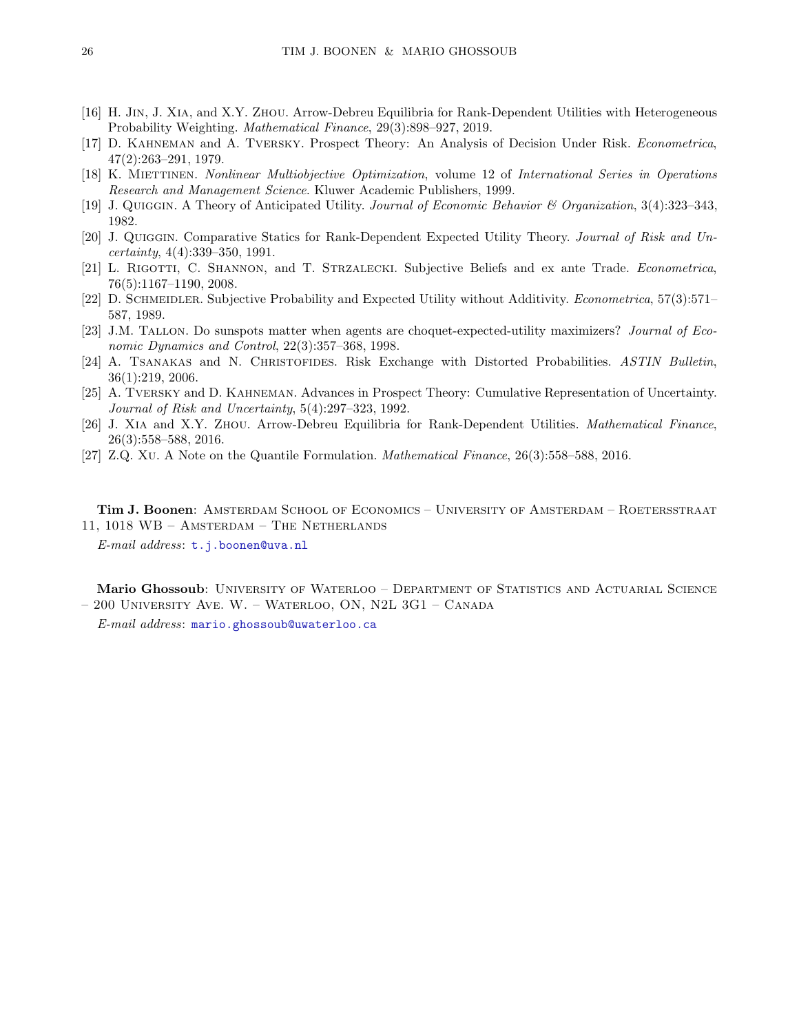[16] H. Jin, J. Xia, and X.Y. Zhou. Arrow-Debreu Equilibria for Rank-Dependent Utilities with Heterogeneous Probability Weighting. *Mathematical Finance*, 29(3):898–927, 2019.

[17] D. Kahneman and A. Tversky. Prospect Theory: An Analysis of Decision Under Risk. *Econometrica*, 47(2):263–291, 1979.

[18] K. Miettinen. *Nonlinear Multiobjective Optimization*, volume 12 of *International Series in Operations Research and Management Science*. Kluwer Academic Publishers, 1999.

[19] J. Quiggin. A Theory of Anticipated Utility. *Journal of Economic Behavior & Organization*, 3(4):323–343, 1982.

[20] J. Quiggin. Comparative Statics for Rank-Dependent Expected Utility Theory. *Journal of Risk and Uncertainty*, 4(4):339–350, 1991.

[21] L. Rigotti, C. Shannon, and T. Strzalecki. Subjective Beliefs and ex ante Trade. *Econometrica*, 76(5):1167–1190, 2008.

[22] D. Schmeidler. Subjective Probability and Expected Utility without Additivity. *Econometrica*, 57(3):571–587, 1989.

[23] J.M. Tallon. Do sunspots matter when agents are choquet-expected-utility maximizers? *Journal of Economic Dynamics and Control*, 22(3):357–368, 1998.

[24] A. Tsanakas and N. Christofides. Risk Exchange with Distorted Probabilities. *ASTIN Bulletin*, 36(1):219, 2006.

[25] A. Tversky and D. Kahneman. Advances in Prospect Theory: Cumulative Representation of Uncertainty. *Journal of Risk and Uncertainty*, 5(4):297–323, 1992.

[26] J. Xia and X.Y. Zhou. Arrow-Debreu Equilibria for Rank-Dependent Utilities. *Mathematical Finance*, 26(3):558–588, 2016.

[27] Z.Q. Xu. A Note on the Quantile Formulation. *Mathematical Finance*, 26(3):558–588, 2016.

**Tim J. Boonen**: Amsterdam School of Economics – University of Amsterdam – Roetersstraat 11, 1018 WB – Amsterdam – The Netherlands

*E-mail address*: t.j.boonen@uva.nl

**Mario Ghossoub**: University of Waterloo – Department of Statistics and Actuarial Science – 200 University Ave. W. – Waterloo, ON, N2L 3G1 – Canada

*E-mail address*: mario.ghossoub@uwaterloo.ca